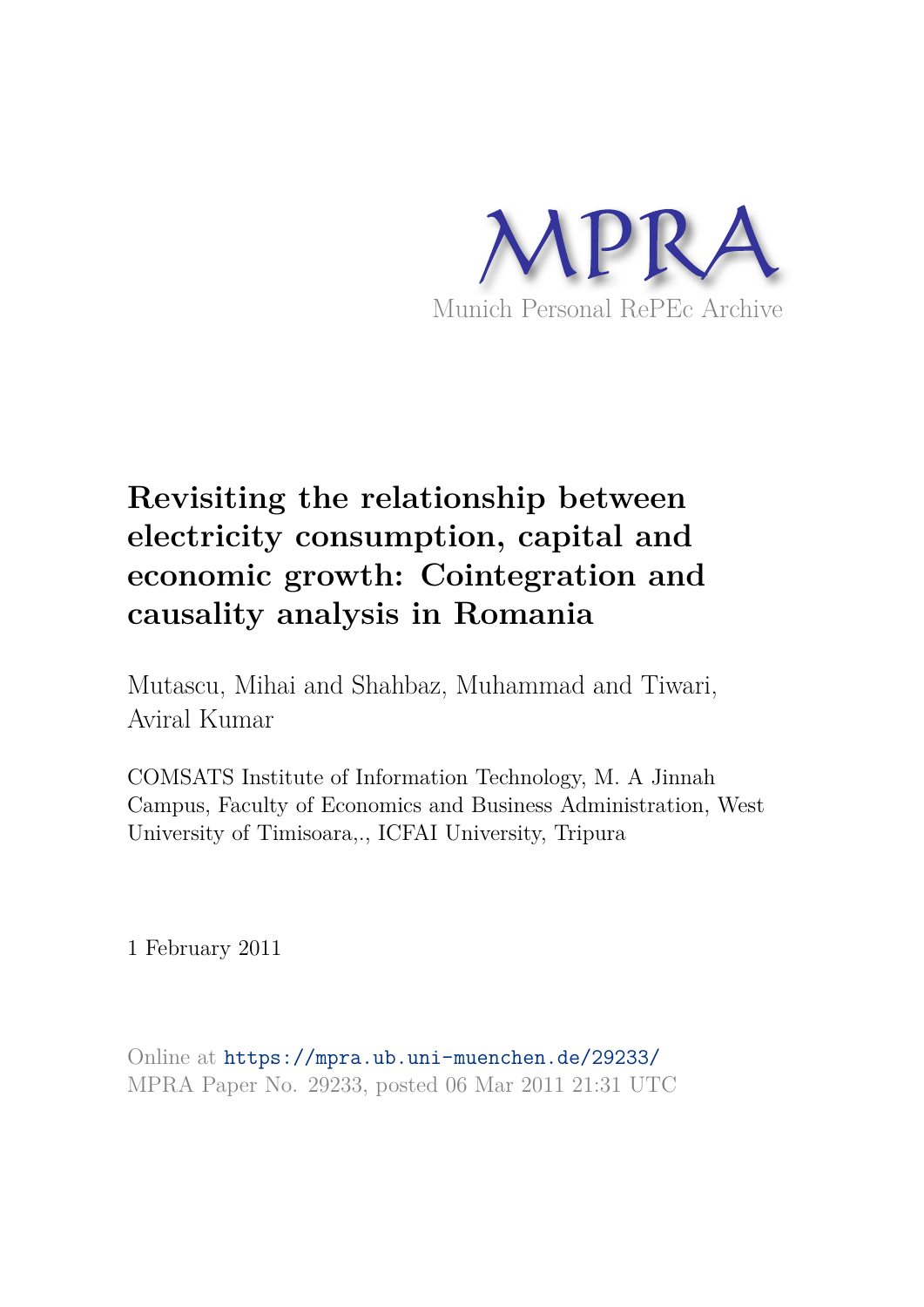MPRA

Munich Personal RePEc Archive

# Revisiting the relationship between electricity consumption, capital and economic growth: Cointegration and causality analysis in Romania

Mutascu, Mihai and Shahbaz, Muhammad and Tiwari, Aviral Kumar

COMSATS Institute of Information Technology, M. A Jinnah Campus, Faculty of Economics and Business Administration, West University of Timisoara,., ICFAI University, Tripura

1 February 2011

Online at https://mpra.ub.uni-muenchen.de/29233/
MPRA Paper No. 29233, posted 06 Mar 2011 21:31 UTC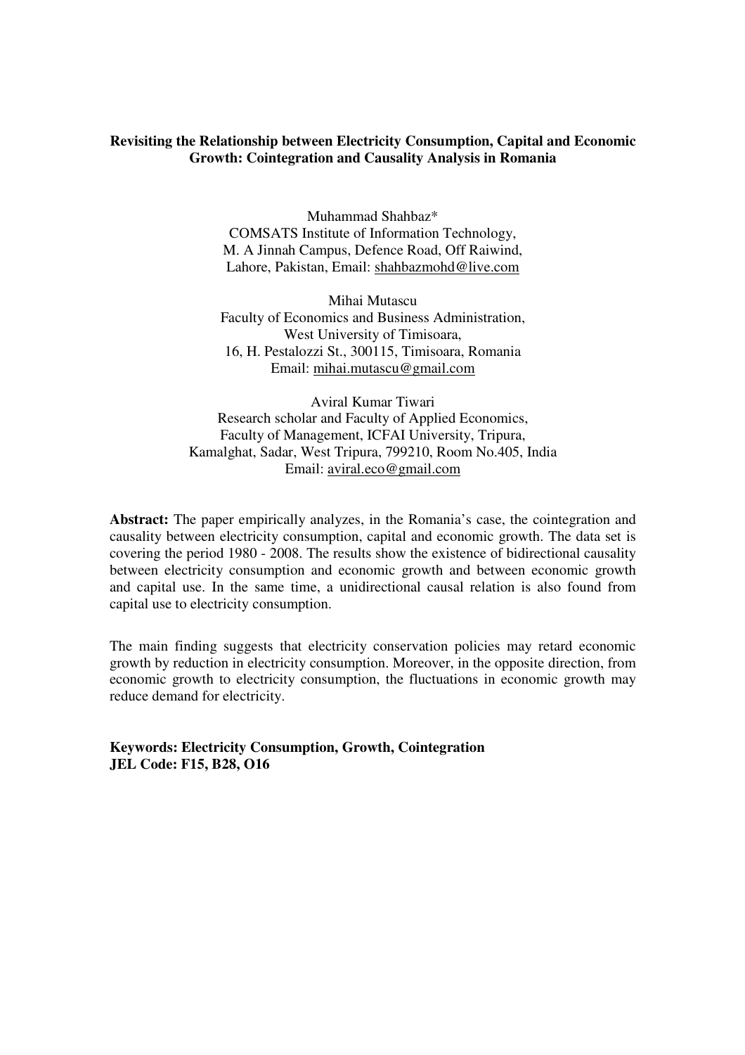**Revisiting the Relationship between Electricity Consumption, Capital and Economic Growth: Cointegration and Causality Analysis in Romania**

Muhammad Shahbaz*
COMSATS Institute of Information Technology,
M. A Jinnah Campus, Defence Road, Off Raiwind,
Lahore, Pakistan, Email: shahbazmohd@live.com

Mihai Mutascu
Faculty of Economics and Business Administration,
West University of Timisoara,
16, H. Pestalozzi St., 300115, Timisoara, Romania
Email: mihai.mutascu@gmail.com

Aviral Kumar Tiwari
Research scholar and Faculty of Applied Economics,
Faculty of Management, ICFAI University, Tripura,
Kamalghat, Sadar, West Tripura, 799210, Room No.405, India
Email: aviral.eco@gmail.com

**Abstract:** The paper empirically analyzes, in the Romania's case, the cointegration and causality between electricity consumption, capital and economic growth. The data set is covering the period 1980 - 2008. The results show the existence of bidirectional causality between electricity consumption and economic growth and between economic growth and capital use. In the same time, a unidirectional causal relation is also found from capital use to electricity consumption.

The main finding suggests that electricity conservation policies may retard economic growth by reduction in electricity consumption. Moreover, in the opposite direction, from economic growth to electricity consumption, the fluctuations in economic growth may reduce demand for electricity.

**Keywords: Electricity Consumption, Growth, Cointegration**
**JEL Code: F15, B28, O16**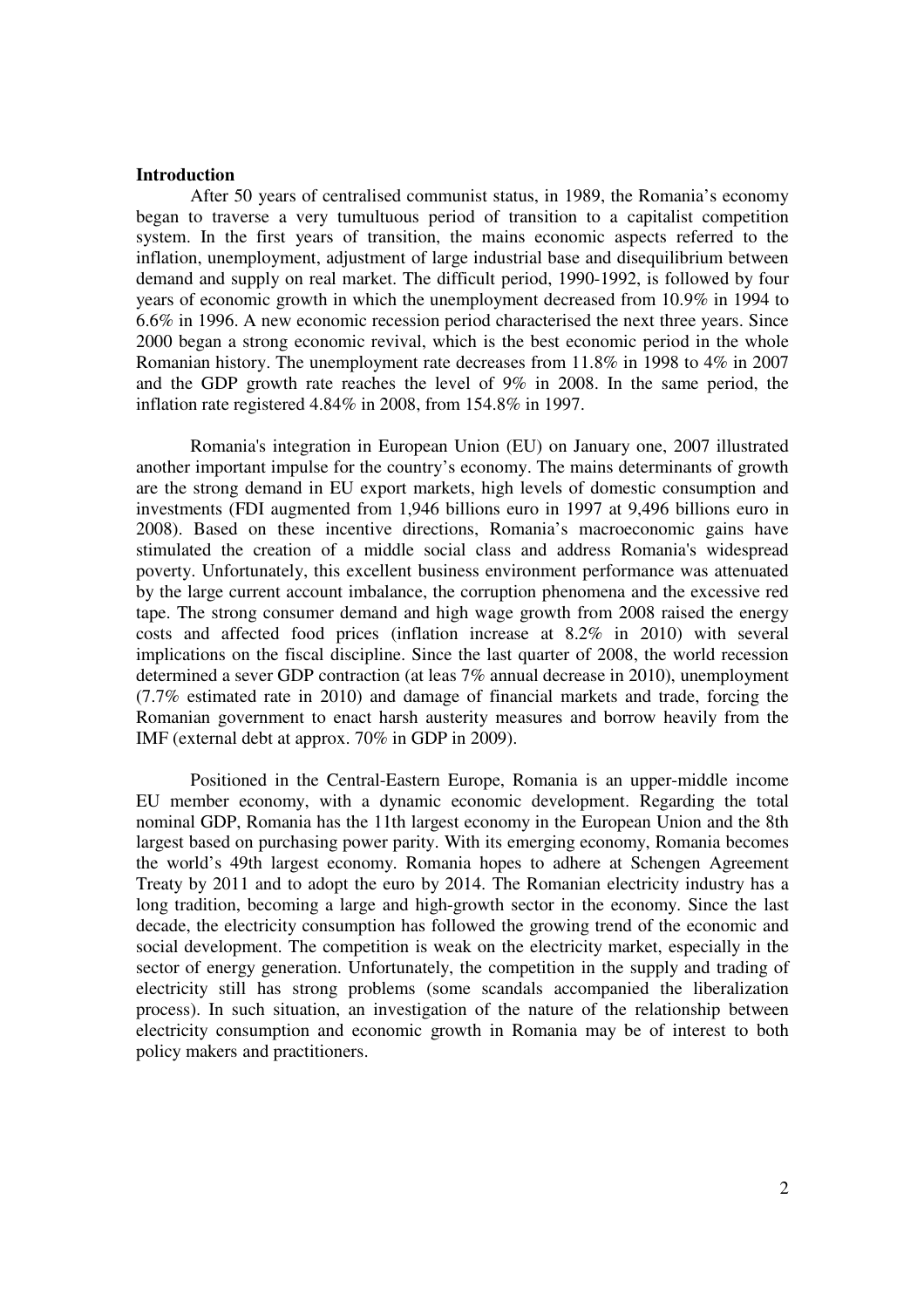**Introduction**

After 50 years of centralised communist status, in 1989, the Romania's economy began to traverse a very tumultuous period of transition to a capitalist competition system. In the first years of transition, the mains economic aspects referred to the inflation, unemployment, adjustment of large industrial base and disequilibrium between demand and supply on real market. The difficult period, 1990-1992, is followed by four years of economic growth in which the unemployment decreased from 10.9% in 1994 to 6.6% in 1996. A new economic recession period characterised the next three years. Since 2000 began a strong economic revival, which is the best economic period in the whole Romanian history. The unemployment rate decreases from 11.8% in 1998 to 4% in 2007 and the GDP growth rate reaches the level of 9% in 2008. In the same period, the inflation rate registered 4.84% in 2008, from 154.8% in 1997.

Romania's integration in European Union (EU) on January one, 2007 illustrated another important impulse for the country's economy. The mains determinants of growth are the strong demand in EU export markets, high levels of domestic consumption and investments (FDI augmented from 1,946 billions euro in 1997 at 9,496 billions euro in 2008). Based on these incentive directions, Romania's macroeconomic gains have stimulated the creation of a middle social class and address Romania's widespread poverty. Unfortunately, this excellent business environment performance was attenuated by the large current account imbalance, the corruption phenomena and the excessive red tape. The strong consumer demand and high wage growth from 2008 raised the energy costs and affected food prices (inflation increase at 8.2% in 2010) with several implications on the fiscal discipline. Since the last quarter of 2008, the world recession determined a sever GDP contraction (at leas 7% annual decrease in 2010), unemployment (7.7% estimated rate in 2010) and damage of financial markets and trade, forcing the Romanian government to enact harsh austerity measures and borrow heavily from the IMF (external debt at approx. 70% in GDP in 2009).

Positioned in the Central-Eastern Europe, Romania is an upper-middle income EU member economy, with a dynamic economic development. Regarding the total nominal GDP, Romania has the 11th largest economy in the European Union and the 8th largest based on purchasing power parity. With its emerging economy, Romania becomes the world's 49th largest economy. Romania hopes to adhere at Schengen Agreement Treaty by 2011 and to adopt the euro by 2014. The Romanian electricity industry has a long tradition, becoming a large and high-growth sector in the economy. Since the last decade, the electricity consumption has followed the growing trend of the economic and social development. The competition is weak on the electricity market, especially in the sector of energy generation. Unfortunately, the competition in the supply and trading of electricity still has strong problems (some scandals accompanied the liberalization process). In such situation, an investigation of the nature of the relationship between electricity consumption and economic growth in Romania may be of interest to both policy makers and practitioners.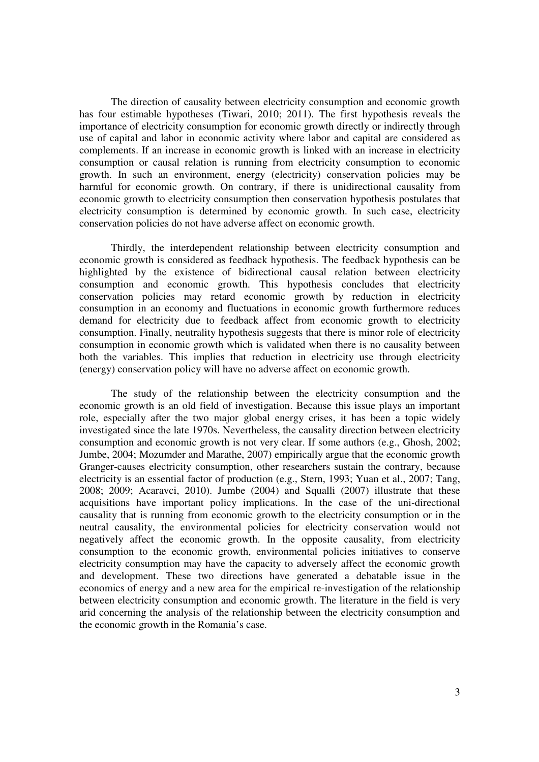The direction of causality between electricity consumption and economic growth has four estimable hypotheses (Tiwari, 2010; 2011). The first hypothesis reveals the importance of electricity consumption for economic growth directly or indirectly through use of capital and labor in economic activity where labor and capital are considered as complements. If an increase in economic growth is linked with an increase in electricity consumption or causal relation is running from electricity consumption to economic growth. In such an environment, energy (electricity) conservation policies may be harmful for economic growth. On contrary, if there is unidirectional causality from economic growth to electricity consumption then conservation hypothesis postulates that electricity consumption is determined by economic growth. In such case, electricity conservation policies do not have adverse affect on economic growth.

Thirdly, the interdependent relationship between electricity consumption and economic growth is considered as feedback hypothesis. The feedback hypothesis can be highlighted by the existence of bidirectional causal relation between electricity consumption and economic growth. This hypothesis concludes that electricity conservation policies may retard economic growth by reduction in electricity consumption in an economy and fluctuations in economic growth furthermore reduces demand for electricity due to feedback affect from economic growth to electricity consumption. Finally, neutrality hypothesis suggests that there is minor role of electricity consumption in economic growth which is validated when there is no causality between both the variables. This implies that reduction in electricity use through electricity (energy) conservation policy will have no adverse affect on economic growth.

The study of the relationship between the electricity consumption and the economic growth is an old field of investigation. Because this issue plays an important role, especially after the two major global energy crises, it has been a topic widely investigated since the late 1970s. Nevertheless, the causality direction between electricity consumption and economic growth is not very clear. If some authors (e.g., Ghosh, 2002; Jumbe, 2004; Mozumder and Marathe, 2007) empirically argue that the economic growth Granger-causes electricity consumption, other researchers sustain the contrary, because electricity is an essential factor of production (e.g., Stern, 1993; Yuan et al., 2007; Tang, 2008; 2009; Acaravci, 2010). Jumbe (2004) and Squalli (2007) illustrate that these acquisitions have important policy implications. In the case of the uni-directional causality that is running from economic growth to the electricity consumption or in the neutral causality, the environmental policies for electricity conservation would not negatively affect the economic growth. In the opposite causality, from electricity consumption to the economic growth, environmental policies initiatives to conserve electricity consumption may have the capacity to adversely affect the economic growth and development. These two directions have generated a debatable issue in the economics of energy and a new area for the empirical re-investigation of the relationship between electricity consumption and economic growth. The literature in the field is very arid concerning the analysis of the relationship between the electricity consumption and the economic growth in the Romania's case.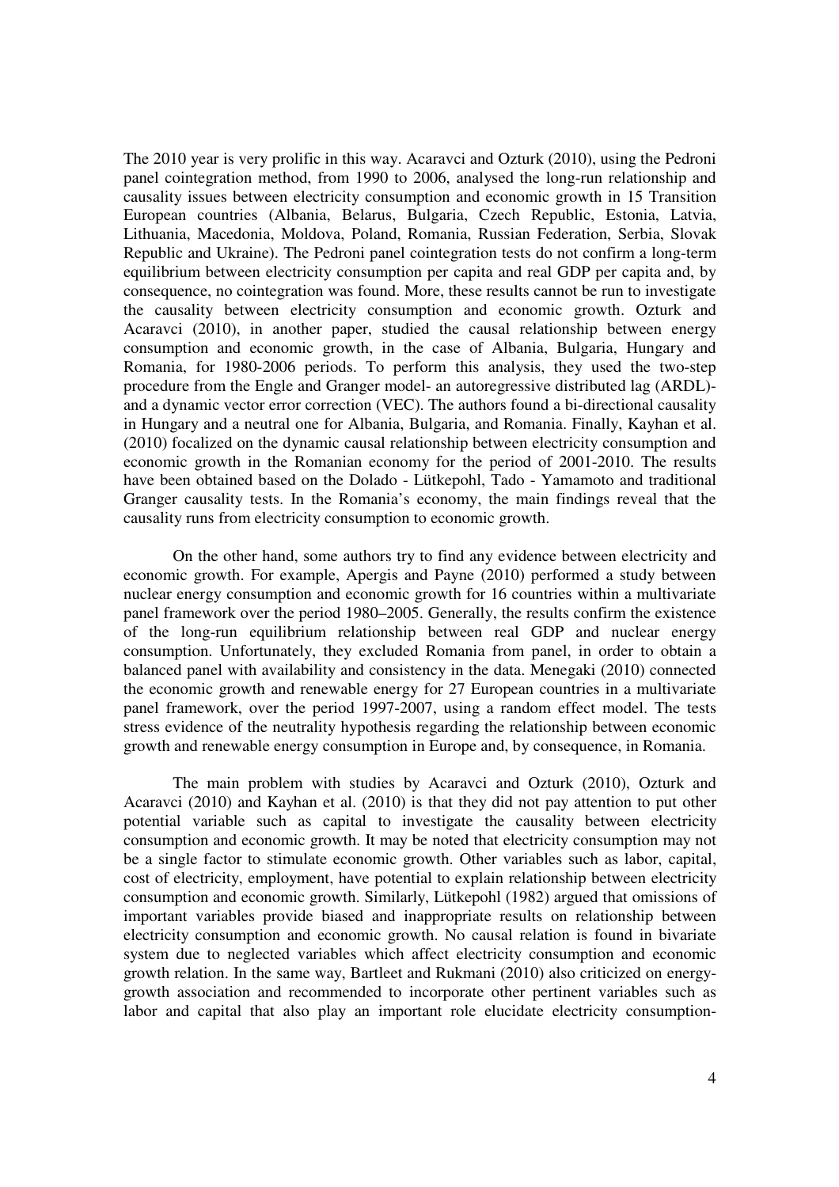The 2010 year is very prolific in this way. Acaravci and Ozturk (2010), using the Pedroni panel cointegration method, from 1990 to 2006, analysed the long-run relationship and causality issues between electricity consumption and economic growth in 15 Transition European countries (Albania, Belarus, Bulgaria, Czech Republic, Estonia, Latvia, Lithuania, Macedonia, Moldova, Poland, Romania, Russian Federation, Serbia, Slovak Republic and Ukraine). The Pedroni panel cointegration tests do not confirm a long-term equilibrium between electricity consumption per capita and real GDP per capita and, by consequence, no cointegration was found. More, these results cannot be run to investigate the causality between electricity consumption and economic growth. Ozturk and Acaravci (2010), in another paper, studied the causal relationship between energy consumption and economic growth, in the case of Albania, Bulgaria, Hungary and Romania, for 1980-2006 periods. To perform this analysis, they used the two-step procedure from the Engle and Granger model- an autoregressive distributed lag (ARDL)- and a dynamic vector error correction (VEC). The authors found a bi-directional causality in Hungary and a neutral one for Albania, Bulgaria, and Romania. Finally, Kayhan et al. (2010) focalized on the dynamic causal relationship between electricity consumption and economic growth in the Romanian economy for the period of 2001-2010. The results have been obtained based on the Dolado - Lütkepohl, Tado - Yamamoto and traditional Granger causality tests. In the Romania's economy, the main findings reveal that the causality runs from electricity consumption to economic growth.

On the other hand, some authors try to find any evidence between electricity and economic growth. For example, Apergis and Payne (2010) performed a study between nuclear energy consumption and economic growth for 16 countries within a multivariate panel framework over the period 1980–2005. Generally, the results confirm the existence of the long-run equilibrium relationship between real GDP and nuclear energy consumption. Unfortunately, they excluded Romania from panel, in order to obtain a balanced panel with availability and consistency in the data. Menegaki (2010) connected the economic growth and renewable energy for 27 European countries in a multivariate panel framework, over the period 1997-2007, using a random effect model. The tests stress evidence of the neutrality hypothesis regarding the relationship between economic growth and renewable energy consumption in Europe and, by consequence, in Romania.

The main problem with studies by Acaravci and Ozturk (2010), Ozturk and Acaravci (2010) and Kayhan et al. (2010) is that they did not pay attention to put other potential variable such as capital to investigate the causality between electricity consumption and economic growth. It may be noted that electricity consumption may not be a single factor to stimulate economic growth. Other variables such as labor, capital, cost of electricity, employment, have potential to explain relationship between electricity consumption and economic growth. Similarly, Lütkepohl (1982) argued that omissions of important variables provide biased and inappropriate results on relationship between electricity consumption and economic growth. No causal relation is found in bivariate system due to neglected variables which affect electricity consumption and economic growth relation. In the same way, Bartleet and Rukmani (2010) also criticized on energy-growth association and recommended to incorporate other pertinent variables such as labor and capital that also play an important role elucidate electricity consumption-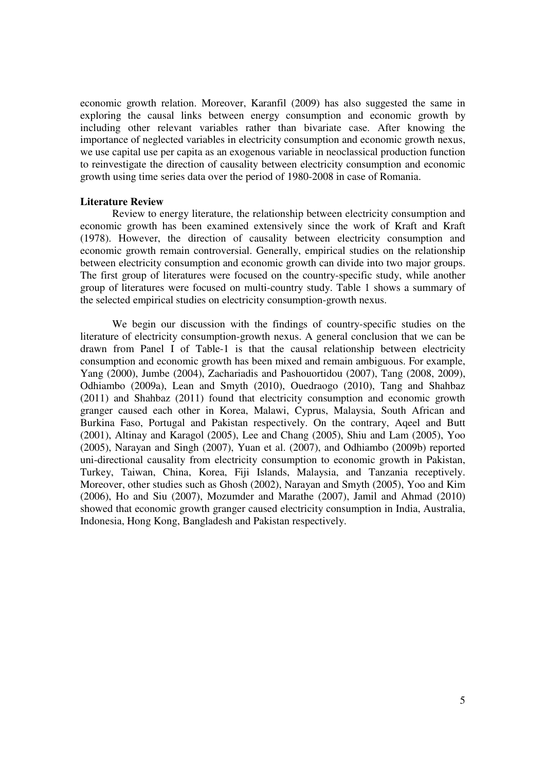economic growth relation. Moreover, Karanfil (2009) has also suggested the same in exploring the causal links between energy consumption and economic growth by including other relevant variables rather than bivariate case. After knowing the importance of neglected variables in electricity consumption and economic growth nexus, we use capital use per capita as an exogenous variable in neoclassical production function to reinvestigate the direction of causality between electricity consumption and economic growth using time series data over the period of 1980-2008 in case of Romania.

## Literature Review

Review to energy literature, the relationship between electricity consumption and economic growth has been examined extensively since the work of Kraft and Kraft (1978). However, the direction of causality between electricity consumption and economic growth remain controversial. Generally, empirical studies on the relationship between electricity consumption and economic growth can divide into two major groups. The first group of literatures were focused on the country-specific study, while another group of literatures were focused on multi-country study. Table 1 shows a summary of the selected empirical studies on electricity consumption-growth nexus.

We begin our discussion with the findings of country-specific studies on the literature of electricity consumption-growth nexus. A general conclusion that we can be drawn from Panel I of Table-1 is that the causal relationship between electricity consumption and economic growth has been mixed and remain ambiguous. For example, Yang (2000), Jumbe (2004), Zachariadis and Pashouortidou (2007), Tang (2008, 2009), Odhiambo (2009a), Lean and Smyth (2010), Ouedraogo (2010), Tang and Shahbaz (2011) and Shahbaz (2011) found that electricity consumption and economic growth granger caused each other in Korea, Malawi, Cyprus, Malaysia, South African and Burkina Faso, Portugal and Pakistan respectively. On the contrary, Aqeel and Butt (2001), Altinay and Karagol (2005), Lee and Chang (2005), Shiu and Lam (2005), Yoo (2005), Narayan and Singh (2007), Yuan et al. (2007), and Odhiambo (2009b) reported uni-directional causality from electricity consumption to economic growth in Pakistan, Turkey, Taiwan, China, Korea, Fiji Islands, Malaysia, and Tanzania receptively. Moreover, other studies such as Ghosh (2002), Narayan and Smyth (2005), Yoo and Kim (2006), Ho and Siu (2007), Mozumder and Marathe (2007), Jamil and Ahmad (2010) showed that economic growth granger caused electricity consumption in India, Australia, Indonesia, Hong Kong, Bangladesh and Pakistan respectively.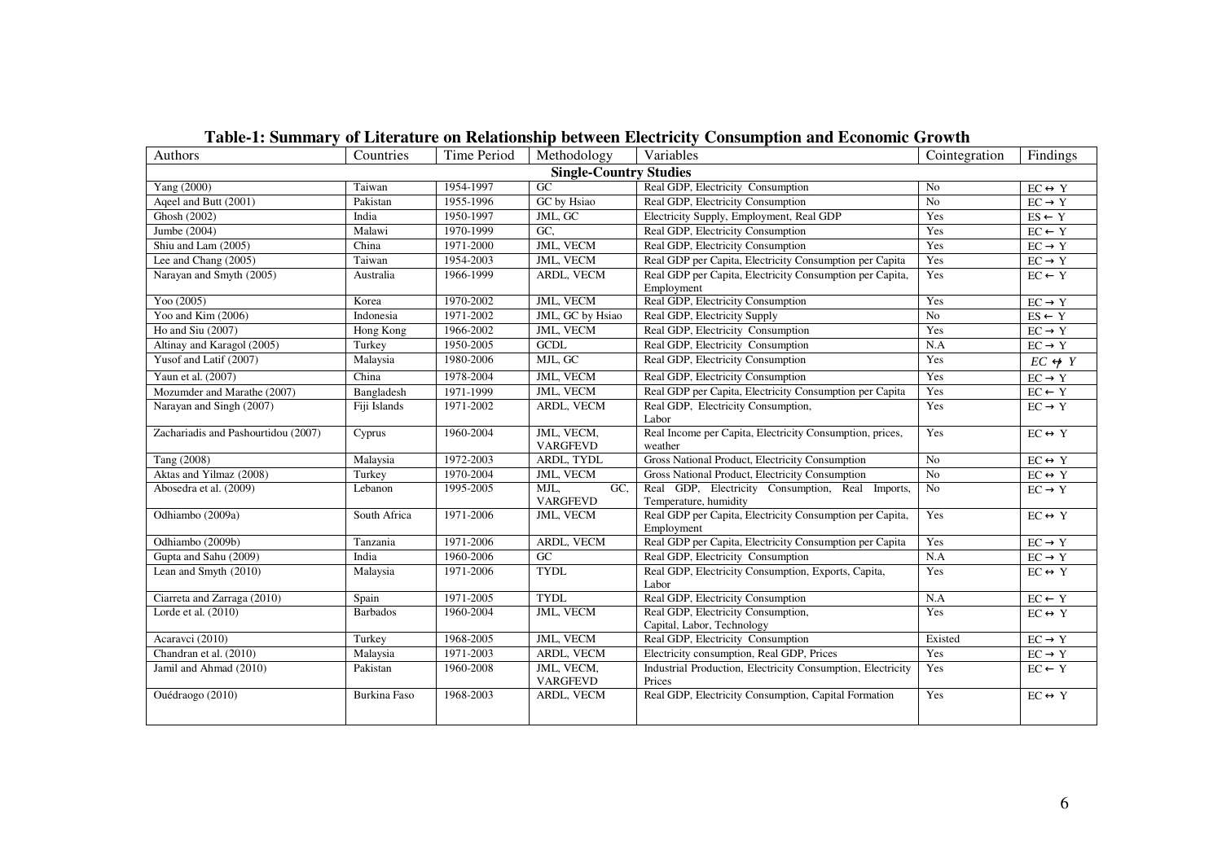**Table-1: Summary of Literature on Relationship between Electricity Consumption and Economic Growth**

| Authors | Countries | Time Period | Methodology | Variables | Cointegration | Findings |
|---|---|---|---|---|---|---|
| **Single-Country Studies** | | | | | | |
| Yang (2000) | Taiwan | 1954-1997 | GC | Real GDP, Electricity Consumption | No | $EC \leftrightarrow Y$ |
| Aqeel and Butt (2001) | Pakistan | 1955-1996 | GC by Hsiao | Real GDP, Electricity Consumption | No | $EC \rightarrow Y$ |
| Ghosh (2002) | India | 1950-1997 | JML, GC | Electricity Supply, Employment, Real GDP | Yes | $ES \leftarrow Y$ |
| Jumbe (2004) | Malawi | 1970-1999 | GC, | Real GDP, Electricity Consumption | Yes | $EC \leftarrow Y$ |
| Shiu and Lam (2005) | China | 1971-2000 | JML, VECM | Real GDP, Electricity Consumption | Yes | $EC \rightarrow Y$ |
| Lee and Chang (2005) | Taiwan | 1954-2003 | JML, VECM | Real GDP per Capita, Electricity Consumption per Capita | Yes | $EC \rightarrow Y$ |
| Narayan and Smyth (2005) | Australia | 1966-1999 | ARDL, VECM | Real GDP per Capita, Electricity Consumption per Capita, Employment | Yes | $EC \leftarrow Y$ |
| Yoo (2005) | Korea | 1970-2002 | JML, VECM | Real GDP, Electricity Consumption | Yes | $EC \rightarrow Y$ |
| Yoo and Kim (2006) | Indonesia | 1971-2002 | JML, GC by Hsiao | Real GDP, Electricity Supply | No | $ES \leftarrow Y$ |
| Ho and Siu (2007) | Hong Kong | 1966-2002 | JML, VECM | Real GDP, Electricity Consumption | Yes | $EC \rightarrow Y$ |
| Altinay and Karagol (2005) | Turkey | 1950-2005 | GCDL | Real GDP, Electricity Consumption | N.A | $EC \rightarrow Y$ |
| Yusof and Latif (2007) | Malaysia | 1980-2006 | MJL, GC | Real GDP, Electricity Consumption | Yes | $EC \nleftrightarrow Y$ |
| Yaun et al. (2007) | China | 1978-2004 | JML, VECM | Real GDP, Electricity Consumption | Yes | $EC \rightarrow Y$ |
| Mozumder and Marathe (2007) | Bangladesh | 1971-1999 | JML, VECM | Real GDP per Capita, Electricity Consumption per Capita | Yes | $EC \leftarrow Y$ |
| Narayan and Singh (2007) | Fiji Islands | 1971-2002 | ARDL, VECM | Real GDP, Electricity Consumption, Labor | Yes | $EC \rightarrow Y$ |
| Zachariadis and Pashourtidou (2007) | Cyprus | 1960-2004 | JML, VECM, VARGFEVD | Real Income per Capita, Electricity Consumption, prices, weather | Yes | $EC \leftrightarrow Y$ |
| Tang (2008) | Malaysia | 1972-2003 | ARDL, TYDL | Gross National Product, Electricity Consumption | No | $EC \leftrightarrow Y$ |
| Aktas and Yilmaz (2008) | Turkey | 1970-2004 | JML, VECM | Gross National Product, Electricity Consumption | No | $EC \leftrightarrow Y$ |
| Abosedra et al. (2009) | Lebanon | 1995-2005 | MJL, GC, VARGFEVD | Real GDP, Electricity Consumption, Real Imports, Temperature, humidity | No | $EC \rightarrow Y$ |
| Odhiambo (2009a) | South Africa | 1971-2006 | JML, VECM | Real GDP per Capita, Electricity Consumption per Capita, Employment | Yes | $EC \leftrightarrow Y$ |
| Odhiambo (2009b) | Tanzania | 1971-2006 | ARDL, VECM | Real GDP per Capita, Electricity Consumption per Capita | Yes | $EC \rightarrow Y$ |
| Gupta and Sahu (2009) | India | 1960-2006 | GC | Real GDP, Electricity Consumption | N.A | $EC \rightarrow Y$ |
| Lean and Smyth (2010) | Malaysia | 1971-2006 | TYDL | Real GDP, Electricity Consumption, Exports, Capita, Labor | Yes | $EC \leftrightarrow Y$ |
| Ciarreta and Zarraga (2010) | Spain | 1971-2005 | TYDL | Real GDP, Electricity Consumption | N.A | $EC \leftarrow Y$ |
| Lorde et al. (2010) | Barbados | 1960-2004 | JML, VECM | Real GDP, Electricity Consumption, Capital, Labor, Technology | Yes | $EC \leftrightarrow Y$ |
| Acaravci (2010) | Turkey | 1968-2005 | JML, VECM | Real GDP, Electricity Consumption | Existed | $EC \rightarrow Y$ |
| Chandran et al. (2010) | Malaysia | 1971-2003 | ARDL, VECM | Electricity consumption, Real GDP, Prices | Yes | $EC \rightarrow Y$ |
| Jamil and Ahmad (2010) | Pakistan | 1960-2008 | JML, VECM, VARGFEVD | Industrial Production, Electricity Consumption, Electricity Prices | Yes | $EC \leftarrow Y$ |
| Ouédraogo (2010) | Burkina Faso | 1968-2003 | ARDL, VECM | Real GDP, Electricity Consumption, Capital Formation | Yes | $EC \leftrightarrow Y$ |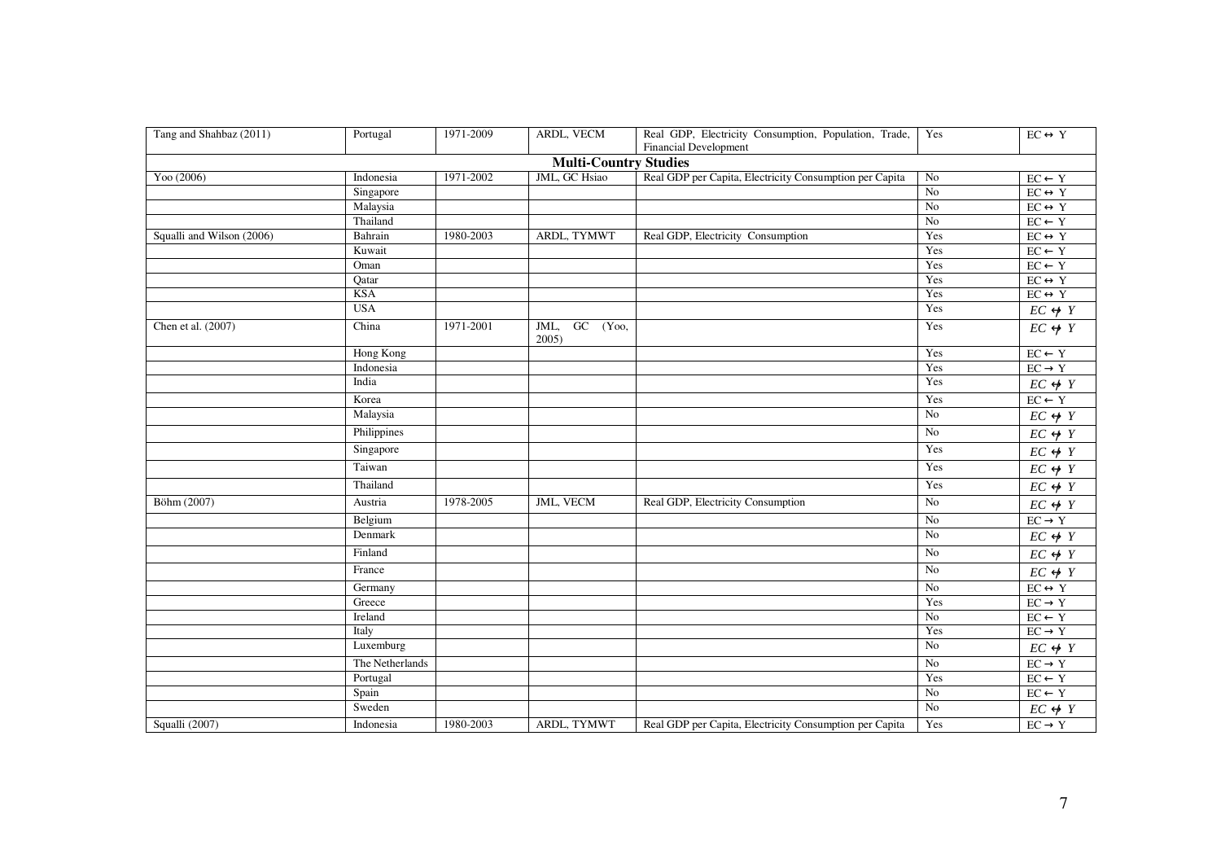| Tang and Shahbaz (2011) | Portugal | 1971-2009 | ARDL, VECM | Real GDP, Electricity Consumption, Population, Trade, Financial Development | Yes | $EC \leftrightarrow Y$ |
|---|---|---|---|---|---|---|
| **Multi-Country Studies** | | | | | | |
| Yoo (2006) | Indonesia | 1971-2002 | JML, GC Hsiao | Real GDP per Capita, Electricity Consumption per Capita | No | $EC \leftarrow Y$ |
| | Singapore | | | | No | $EC \leftrightarrow Y$ |
| | Malaysia | | | | No | $EC \leftrightarrow Y$ |
| | Thailand | | | | No | $EC \leftarrow Y$ |
| Squalli and Wilson (2006) | Bahrain | 1980-2003 | ARDL, TYMWT | Real GDP, Electricity Consumption | Yes | $EC \leftrightarrow Y$ |
| | Kuwait | | | | Yes | $EC \leftarrow Y$ |
| | Oman | | | | Yes | $EC \leftarrow Y$ |
| | Qatar | | | | Yes | $EC \leftrightarrow Y$ |
| | KSA | | | | Yes | $EC \leftrightarrow Y$ |
| | USA | | | | Yes | $EC \nleftrightarrow Y$ |
| Chen et al. (2007) | China | 1971-2001 | JML, GC (Yoo, 2005) | | Yes | $EC \nleftrightarrow Y$ |
| | Hong Kong | | | | Yes | $EC \leftarrow Y$ |
| | Indonesia | | | | Yes | $EC \rightarrow Y$ |
| | India | | | | Yes | $EC \nleftrightarrow Y$ |
| | Korea | | | | Yes | $EC \leftarrow Y$ |
| | Malaysia | | | | No | $EC \nleftrightarrow Y$ |
| | Philippines | | | | No | $EC \nleftrightarrow Y$ |
| | Singapore | | | | Yes | $EC \nleftrightarrow Y$ |
| | Taiwan | | | | Yes | $EC \nleftrightarrow Y$ |
| | Thailand | | | | Yes | $EC \nleftrightarrow Y$ |
| Böhm (2007) | Austria | 1978-2005 | JML, VECM | Real GDP, Electricity Consumption | No | $EC \nleftrightarrow Y$ |
| | Belgium | | | | No | $EC \rightarrow Y$ |
| | Denmark | | | | No | $EC \nleftrightarrow Y$ |
| | Finland | | | | No | $EC \nleftrightarrow Y$ |
| | France | | | | No | $EC \nleftrightarrow Y$ |
| | Germany | | | | No | $EC \leftrightarrow Y$ |
| | Greece | | | | Yes | $EC \rightarrow Y$ |
| | Ireland | | | | No | $EC \leftarrow Y$ |
| | Italy | | | | Yes | $EC \rightarrow Y$ |
| | Luxemburg | | | | No | $EC \nleftrightarrow Y$ |
| | The Netherlands | | | | No | $EC \rightarrow Y$ |
| | Portugal | | | | Yes | $EC \leftarrow Y$ |
| | Spain | | | | No | $EC \leftarrow Y$ |
| | Sweden | | | | No | $EC \nleftrightarrow Y$ |
| Squalli (2007) | Indonesia | 1980-2003 | ARDL, TYMWT | Real GDP per Capita, Electricity Consumption per Capita | Yes | $EC \rightarrow Y$ |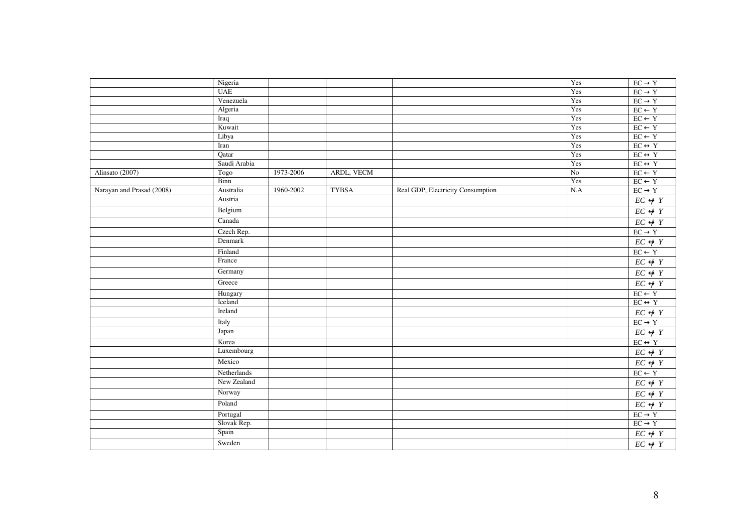| | | | | | | |
|---|---|---|---|---|---|---|
| | Nigeria | | | | Yes | EC → Y |
| | UAE | | | | Yes | EC → Y |
| | Venezuela | | | | Yes | EC → Y |
| | Algeria | | | | Yes | EC ← Y |
| | Iraq | | | | Yes | EC ← Y |
| | Kuwait | | | | Yes | EC ← Y |
| | Libya | | | | Yes | EC ← Y |
| | Iran | | | | Yes | EC ↔ Y |
| | Qatar | | | | Yes | EC ↔ Y |
| | Saudi Arabia | | | | Yes | EC ↔ Y |
| Alinsato (2007) | Togo | 1973-2006 | ARDL, VECM | | No | EC ← Y |
| | Binn | | | | Yes | EC ← Y |
| Narayan and Prasad (2008) | Australia | 1960-2002 | TYBSA | Real GDP, Electricity Consumption | N.A | EC → Y |
| | Austria | | | | | $EC \nleftrightarrow Y$ |
| | Belgium | | | | | $EC \nleftrightarrow Y$ |
| | Canada | | | | | $EC \nleftrightarrow Y$ |
| | Czech Rep. | | | | | EC → Y |
| | Denmark | | | | | $EC \nleftrightarrow Y$ |
| | Finland | | | | | EC ← Y |
| | France | | | | | $EC \nleftrightarrow Y$ |
| | Germany | | | | | $EC \nleftrightarrow Y$ |
| | Greece | | | | | $EC \nleftrightarrow Y$ |
| | Hungary | | | | | EC ← Y |
| | Iceland | | | | | EC ↔ Y |
| | Ireland | | | | | $EC \nleftrightarrow Y$ |
| | Italy | | | | | EC → Y |
| | Japan | | | | | $EC \nleftrightarrow Y$ |
| | Korea | | | | | EC ↔ Y |
| | Luxembourg | | | | | $EC \nleftrightarrow Y$ |
| | Mexico | | | | | $EC \nleftrightarrow Y$ |
| | Netherlands | | | | | EC ← Y |
| | New Zealand | | | | | $EC \nleftrightarrow Y$ |
| | Norway | | | | | $EC \nleftrightarrow Y$ |
| | Poland | | | | | $EC \nleftrightarrow Y$ |
| | Portugal | | | | | EC → Y |
| | Slovak Rep. | | | | | EC → Y |
| | Spain | | | | | $EC \nleftrightarrow Y$ |
| | Sweden | | | | | $EC \nleftrightarrow Y$ |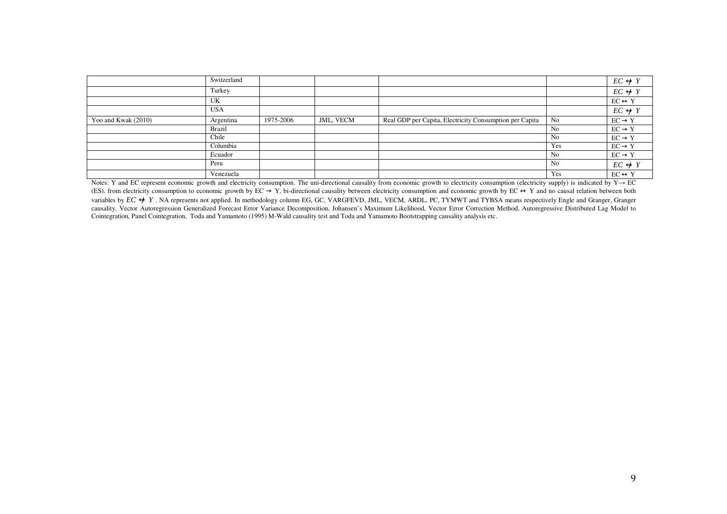| | | | | | | |
|---|---|---|---|---|---|---|
| | Switzerland | | | | | $EC \nleftrightarrow Y$ |
| | Turkey | | | | | $EC \nleftrightarrow Y$ |
| | UK | | | | | $EC \leftrightarrow Y$ |
| | USA | | | | | $EC \nleftrightarrow Y$ |
| Yoo and Kwak (2010) | Argentina | 1975-2006 | JML, VECM | Real GDP per Capita, Electricity Consumption per Capita | No | $EC \rightarrow Y$ |
| | Brazil | | | | No | $EC \rightarrow Y$ |
| | Chile | | | | No | $EC \rightarrow Y$ |
| | Columbia | | | | Yes | $EC \rightarrow Y$ |
| | Ecuador | | | | No | $EC \rightarrow Y$ |
| | Peru | | | | No | $EC \nleftrightarrow Y$ |
| | Venezuela | | | | Yes | $EC \leftrightarrow Y$ |

Notes: Y and EC represent economic growth and electricity consumption. The uni-directional causality from economic growth to electricity consumption (electricity supply) is indicated by $Y \rightarrow EC$ (ES), from electricity consumption to economic growth by $EC \rightarrow Y$, bi-directional causality between electricity consumption and economic growth by $EC \leftrightarrow Y$ and no causal relation between both variables by $EC \nleftrightarrow Y$. NA represents not applied. In methodology column EG, GC, VARGFEVD, JML, VECM, ARDL, PC, TYMWT and TYBSA means respectively Engle and Granger, Granger causality, Vector Autoregression Generalized Forecast Error Variance Decomposition, Johansen's Maximum Likelihood, Vector Error Correction Method, Autoregressive Distributed Lag Model to Cointegration, Panel Cointegration, Toda and Yamamoto (1995) M-Wald causality test and Toda and Yamamoto Bootstrapping causality analysis etc.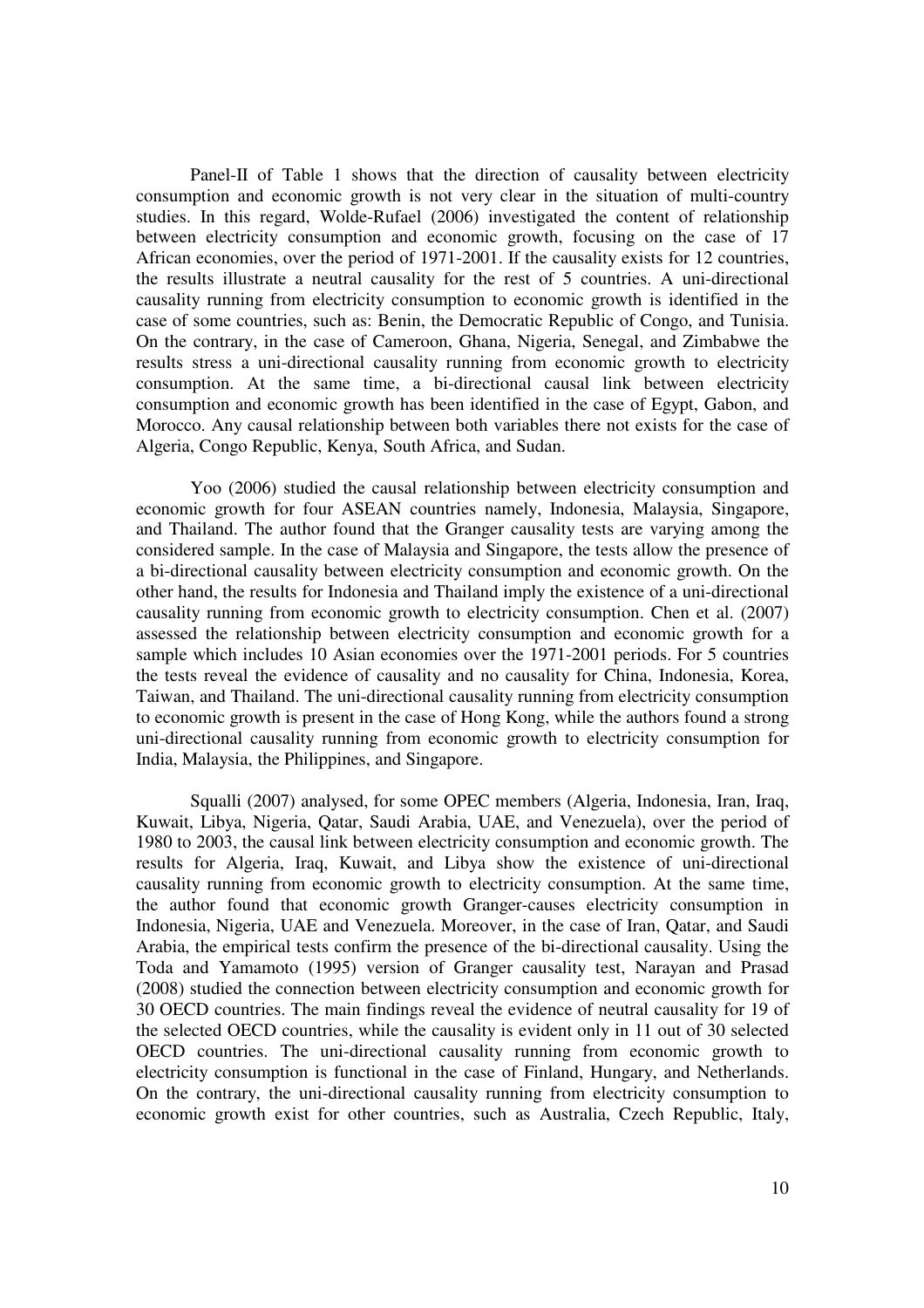Panel-II of Table 1 shows that the direction of causality between electricity consumption and economic growth is not very clear in the situation of multi-country studies. In this regard, Wolde-Rufael (2006) investigated the content of relationship between electricity consumption and economic growth, focusing on the case of 17 African economies, over the period of 1971-2001. If the causality exists for 12 countries, the results illustrate a neutral causality for the rest of 5 countries. A uni-directional causality running from electricity consumption to economic growth is identified in the case of some countries, such as: Benin, the Democratic Republic of Congo, and Tunisia. On the contrary, in the case of Cameroon, Ghana, Nigeria, Senegal, and Zimbabwe the results stress a uni-directional causality running from economic growth to electricity consumption. At the same time, a bi-directional causal link between electricity consumption and economic growth has been identified in the case of Egypt, Gabon, and Morocco. Any causal relationship between both variables there not exists for the case of Algeria, Congo Republic, Kenya, South Africa, and Sudan.

Yoo (2006) studied the causal relationship between electricity consumption and economic growth for four ASEAN countries namely, Indonesia, Malaysia, Singapore, and Thailand. The author found that the Granger causality tests are varying among the considered sample. In the case of Malaysia and Singapore, the tests allow the presence of a bi-directional causality between electricity consumption and economic growth. On the other hand, the results for Indonesia and Thailand imply the existence of a uni-directional causality running from economic growth to electricity consumption. Chen et al. (2007) assessed the relationship between electricity consumption and economic growth for a sample which includes 10 Asian economies over the 1971-2001 periods. For 5 countries the tests reveal the evidence of causality and no causality for China, Indonesia, Korea, Taiwan, and Thailand. The uni-directional causality running from electricity consumption to economic growth is present in the case of Hong Kong, while the authors found a strong uni-directional causality running from economic growth to electricity consumption for India, Malaysia, the Philippines, and Singapore.

Squalli (2007) analysed, for some OPEC members (Algeria, Indonesia, Iran, Iraq, Kuwait, Libya, Nigeria, Qatar, Saudi Arabia, UAE, and Venezuela), over the period of 1980 to 2003, the causal link between electricity consumption and economic growth. The results for Algeria, Iraq, Kuwait, and Libya show the existence of uni-directional causality running from economic growth to electricity consumption. At the same time, the author found that economic growth Granger-causes electricity consumption in Indonesia, Nigeria, UAE and Venezuela. Moreover, in the case of Iran, Qatar, and Saudi Arabia, the empirical tests confirm the presence of the bi-directional causality. Using the Toda and Yamamoto (1995) version of Granger causality test, Narayan and Prasad (2008) studied the connection between electricity consumption and economic growth for 30 OECD countries. The main findings reveal the evidence of neutral causality for 19 of the selected OECD countries, while the causality is evident only in 11 out of 30 selected OECD countries. The uni-directional causality running from economic growth to electricity consumption is functional in the case of Finland, Hungary, and Netherlands. On the contrary, the uni-directional causality running from electricity consumption to economic growth exist for other countries, such as Australia, Czech Republic, Italy,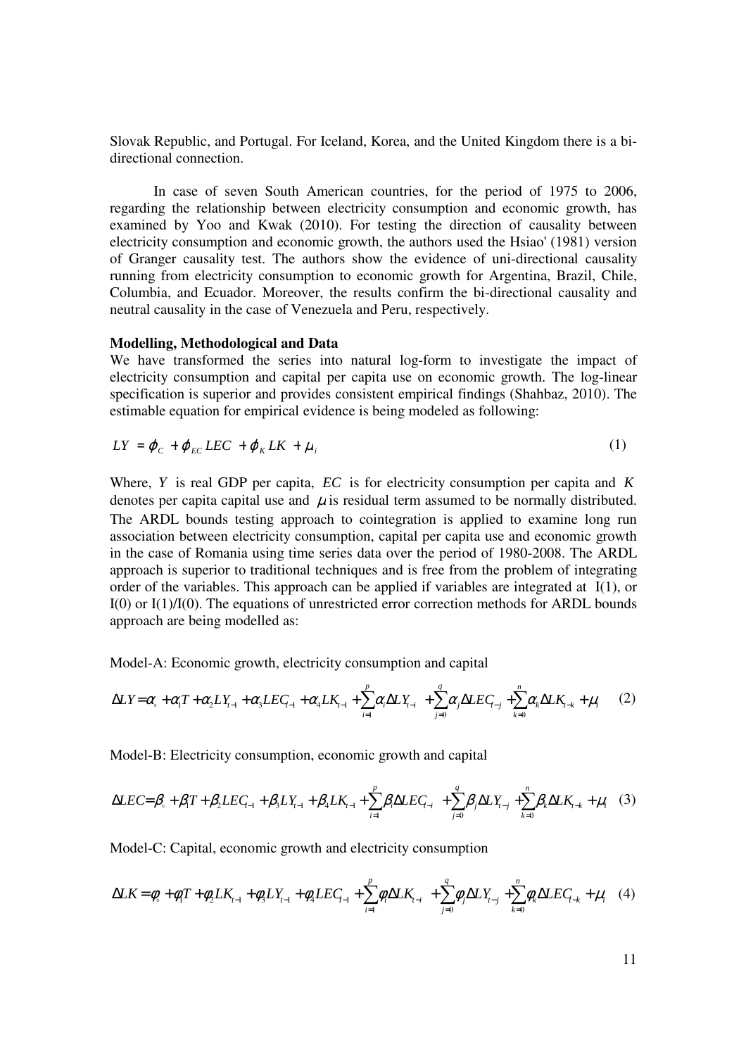Slovak Republic, and Portugal. For Iceland, Korea, and the United Kingdom there is a bi-directional connection.

In case of seven South American countries, for the period of 1975 to 2006, regarding the relationship between electricity consumption and economic growth, has examined by Yoo and Kwak (2010). For testing the direction of causality between electricity consumption and economic growth, the authors used the Hsiao' (1981) version of Granger causality test. The authors show the evidence of uni-directional causality running from electricity consumption to economic growth for Argentina, Brazil, Chile, Columbia, and Ecuador. Moreover, the results confirm the bi-directional causality and neutral causality in the case of Venezuela and Peru, respectively.

**Modelling, Methodological and Data**

We have transformed the series into natural log-form to investigate the impact of electricity consumption and capital per capita use on economic growth. The log-linear specification is superior and provides consistent empirical findings (Shahbaz, 2010). The estimable equation for empirical evidence is being modeled as following:

$$LY = \varphi_C + \varphi_{EC} LEC + \varphi_K LK + \mu_i \tag{1}$$

Where, $Y$ is real GDP per capita, $EC$ is for electricity consumption per capita and $K$ denotes per capita capital use and $\mu$ is residual term assumed to be normally distributed. The ARDL bounds testing approach to cointegration is applied to examine long run association between electricity consumption, capital per capita use and economic growth in the case of Romania using time series data over the period of 1980-2008. The ARDL approach is superior to traditional techniques and is free from the problem of integrating order of the variables. This approach can be applied if variables are integrated at I(1), or I(0) or I(1)/I(0). The equations of unrestricted error correction methods for ARDL bounds approach are being modelled as:

Model-A: Economic growth, electricity consumption and capital

$$\Delta LY = \alpha_\circ + \alpha_1 T + \alpha_2 LY_{t-1} + \alpha_3 LEC_{t-1} + \alpha_4 LK_{t-1} + \sum_{i=1}^{p} \alpha_i \Delta LY_{t-i} + \sum_{j=0}^{q} \alpha_j \Delta LEC_{t-j} + \sum_{k=0}^{n} \alpha_k \Delta LK_{t-k} + \mu_i \tag{2}$$

Model-B: Electricity consumption, economic growth and capital

$$\Delta LEC = \beta_\circ + \beta_1 T + \beta_2 LEC_{t-1} + \beta_3 LY_{t-1} + \beta_4 LK_{t-1} + \sum_{i=1}^{p} \beta_i \Delta LEC_{t-i} + \sum_{j=0}^{q} \beta_j \Delta LY_{t-j} + \sum_{k=0}^{n} \beta_k \Delta LK_{t-k} + \mu_i \tag{3}$$

Model-C: Capital, economic growth and electricity consumption

$$\Delta LK = \phi_\circ + \phi_1 T + \phi_2 LK_{t-1} + \phi_3 LY_{t-1} + \phi_4 LEC_{t-1} + \sum_{i=1}^{p} \phi_i \Delta LK_{t-i} + \sum_{j=0}^{q} \phi_j \Delta LY_{t-j} + \sum_{k=0}^{n} \phi_k \Delta LEC_{t-k} + \mu_i \tag{4}$$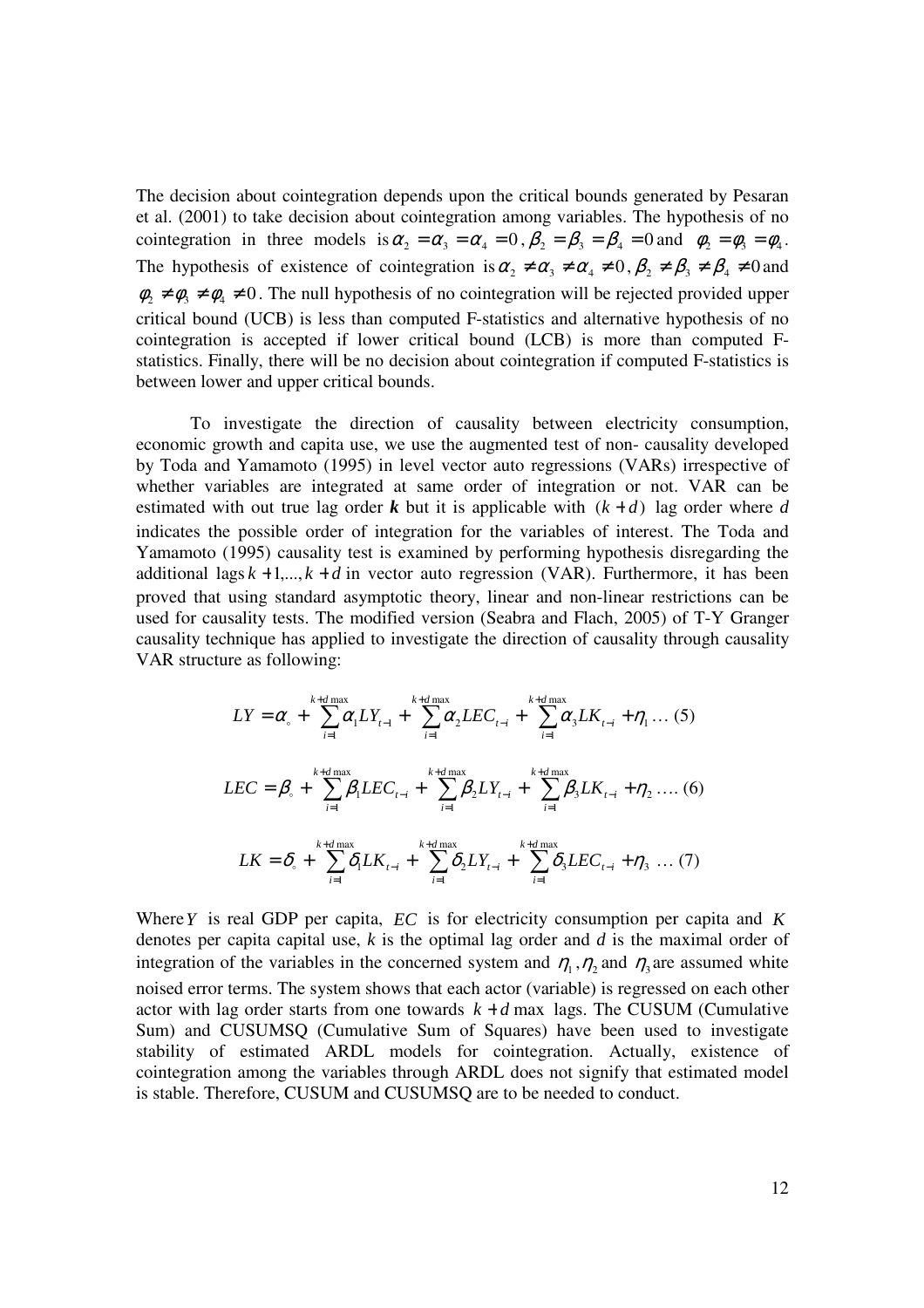The decision about cointegration depends upon the critical bounds generated by Pesaran et al. (2001) to take decision about cointegration among variables. The hypothesis of no cointegration in three models is $\alpha_2 = \alpha_3 = \alpha_4 = 0$, $\beta_2 = \beta_3 = \beta_4 = 0$ and $\phi_2 = \phi_3 = \phi_4$. The hypothesis of existence of cointegration is $\alpha_2 \neq \alpha_3 \neq \alpha_4 \neq 0$, $\beta_2 \neq \beta_3 \neq \beta_4 \neq 0$ and $\phi_2 \neq \phi_3 \neq \phi_4 \neq 0$. The null hypothesis of no cointegration will be rejected provided upper critical bound (UCB) is less than computed F-statistics and alternative hypothesis of no cointegration is accepted if lower critical bound (LCB) is more than computed F-statistics. Finally, there will be no decision about cointegration if computed F-statistics is between lower and upper critical bounds.

To investigate the direction of causality between electricity consumption, economic growth and capita use, we use the augmented test of non- causality developed by Toda and Yamamoto (1995) in level vector auto regressions (VARs) irrespective of whether variables are integrated at same order of integration or not. VAR can be estimated with out true lag order $\boldsymbol{k}$ but it is applicable with $(k+d)$ lag order where $d$ indicates the possible order of integration for the variables of interest. The Toda and Yamamoto (1995) causality test is examined by performing hypothesis disregarding the additional lags $k+1,...,k+d$ in vector auto regression (VAR). Furthermore, it has been proved that using standard asymptotic theory, linear and non-linear restrictions can be used for causality tests. The modified version (Seabra and Flach, 2005) of T-Y Granger causality technique has applied to investigate the direction of causality through causality VAR structure as following:

$$LY = \alpha_{\circ} + \sum_{i=1}^{k+d\max} \alpha_1 LY_{t-1} + \sum_{i=1}^{k+d\max} \alpha_2 LEC_{t-i} + \sum_{i=1}^{k+d\max} \alpha_3 LK_{t-i} + \eta_1 \ldots (5)$$

$$LEC = \beta_{\circ} + \sum_{i=1}^{k+d\max} \beta_1 LEC_{t-i} + \sum_{i=1}^{k+d\max} \beta_2 LY_{t-i} + \sum_{i=1}^{k+d\max} \beta_3 LK_{t-i} + \eta_2 \ldots. (6)$$

$$LK = \delta_{\circ} + \sum_{i=1}^{k+d\max} \delta_1 LK_{t-i} + \sum_{i=1}^{k+d\max} \delta_2 LY_{t-i} + \sum_{i=1}^{k+d\max} \delta_3 LEC_{t-i} + \eta_3 \ldots (7)$$

Where $Y$ is real GDP per capita, $EC$ is for electricity consumption per capita and $K$ denotes per capita capital use, $k$ is the optimal lag order and $d$ is the maximal order of integration of the variables in the concerned system and $\eta_1, \eta_2$ and $\eta_3$ are assumed white noised error terms. The system shows that each actor (variable) is regressed on each other actor with lag order starts from one towards $k+d\max$ lags. The CUSUM (Cumulative Sum) and CUSUMSQ (Cumulative Sum of Squares) have been used to investigate stability of estimated ARDL models for cointegration. Actually, existence of cointegration among the variables through ARDL does not signify that estimated model is stable. Therefore, CUSUM and CUSUMSQ are to be needed to conduct.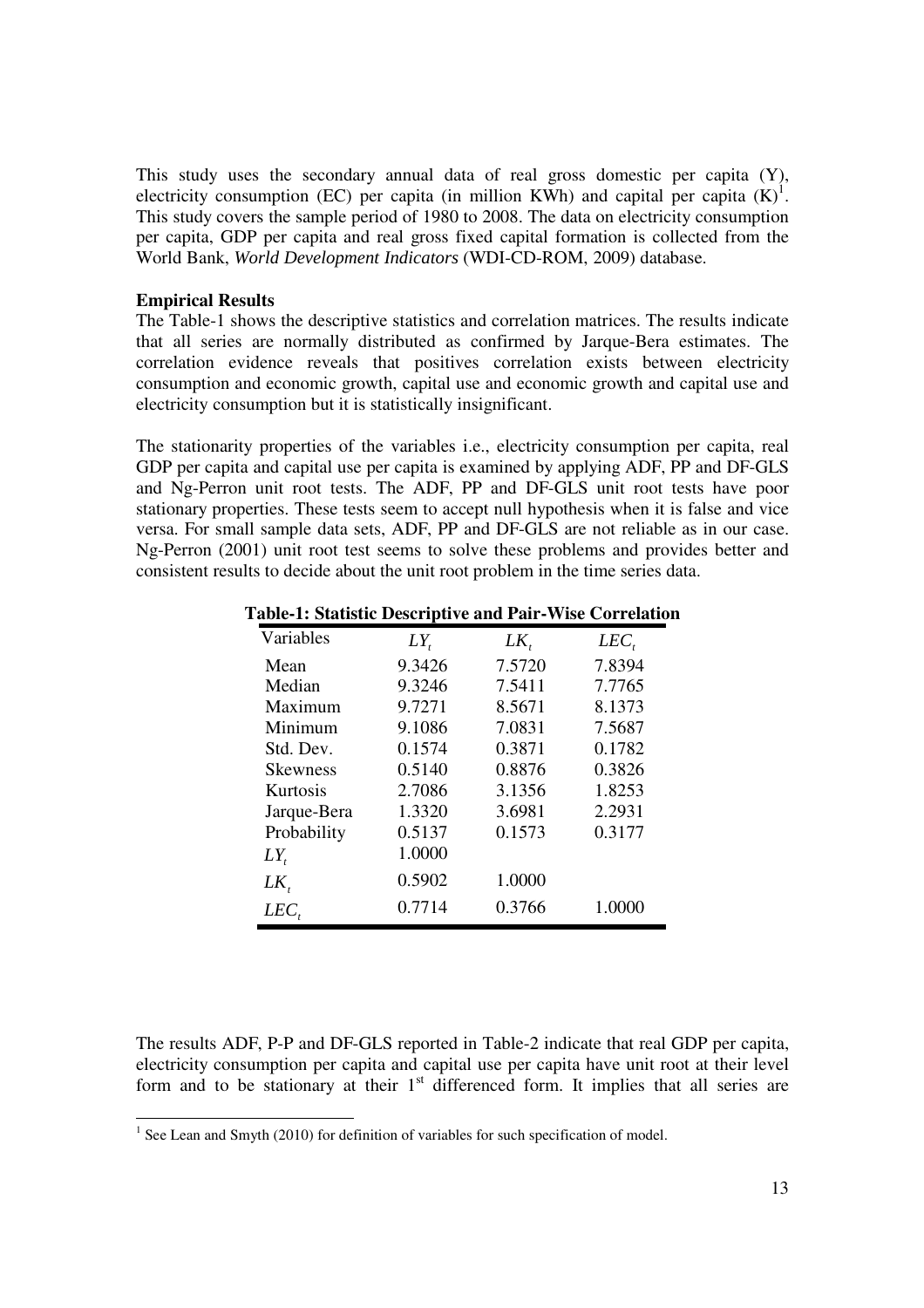This study uses the secondary annual data of real gross domestic per capita (Y), electricity consumption (EC) per capita (in million KWh) and capital per capita (K)[1]. This study covers the sample period of 1980 to 2008. The data on electricity consumption per capita, GDP per capita and real gross fixed capital formation is collected from the World Bank, *World Development Indicators* (WDI-CD-ROM, 2009) database.

**Empirical Results**

The Table-1 shows the descriptive statistics and correlation matrices. The results indicate that all series are normally distributed as confirmed by Jarque-Bera estimates. The correlation evidence reveals that positives correlation exists between electricity consumption and economic growth, capital use and economic growth and capital use and electricity consumption but it is statistically insignificant.

The stationarity properties of the variables i.e., electricity consumption per capita, real GDP per capita and capital use per capita is examined by applying ADF, PP and DF-GLS and Ng-Perron unit root tests. The ADF, PP and DF-GLS unit root tests have poor stationary properties. These tests seem to accept null hypothesis when it is false and vice versa. For small sample data sets, ADF, PP and DF-GLS are not reliable as in our case. Ng-Perron (2001) unit root test seems to solve these problems and provides better and consistent results to decide about the unit root problem in the time series data.

**Table-1: Statistic Descriptive and Pair-Wise Correlation**

| Variables | $LY_t$ | $LK_t$ | $LEC_t$ |
|---|---|---|---|
| Mean | 9.3426 | 7.5720 | 7.8394 |
| Median | 9.3246 | 7.5411 | 7.7765 |
| Maximum | 9.7271 | 8.5671 | 8.1373 |
| Minimum | 9.1086 | 7.0831 | 7.5687 |
| Std. Dev. | 0.1574 | 0.3871 | 0.1782 |
| Skewness | 0.5140 | 0.8876 | 0.3826 |
| Kurtosis | 2.7086 | 3.1356 | 1.8253 |
| Jarque-Bera | 1.3320 | 3.6981 | 2.2931 |
| Probability | 0.5137 | 0.1573 | 0.3177 |
| $LY_t$ | 1.0000 | | |
| $LK_t$ | 0.5902 | 1.0000 | |
| $LEC_t$ | 0.7714 | 0.3766 | 1.0000 |

The results ADF, P-P and DF-GLS reported in Table-2 indicate that real GDP per capita, electricity consumption per capita and capital use per capita have unit root at their level form and to be stationary at their 1st differenced form. It implies that all series are

[1] See Lean and Smyth (2010) for definition of variables for such specification of model.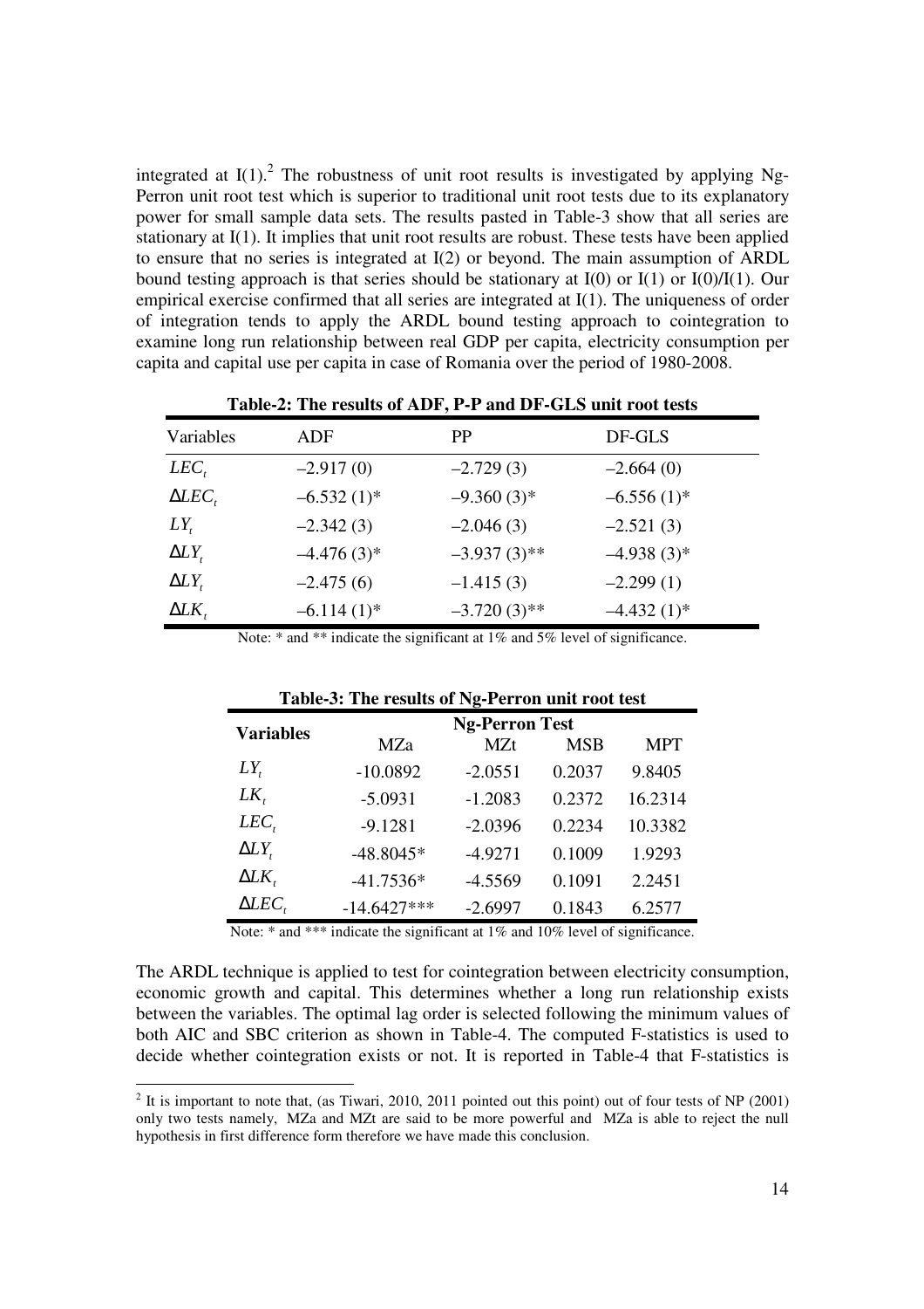integrated at I(1).[2] The robustness of unit root results is investigated by applying Ng-Perron unit root test which is superior to traditional unit root tests due to its explanatory power for small sample data sets. The results pasted in Table-3 show that all series are stationary at I(1). It implies that unit root results are robust. These tests have been applied to ensure that no series is integrated at I(2) or beyond. The main assumption of ARDL bound testing approach is that series should be stationary at I(0) or I(1) or I(0)/I(1). Our empirical exercise confirmed that all series are integrated at I(1). The uniqueness of order of integration tends to apply the ARDL bound testing approach to cointegration to examine long run relationship between real GDP per capita, electricity consumption per capita and capital use per capita in case of Romania over the period of 1980-2008.

**Table-2: The results of ADF, P-P and DF-GLS unit root tests**

| Variables | ADF | PP | DF-GLS |
|---|---|---|---|
| $LEC_t$ | –2.917 (0) | –2.729 (3) | –2.664 (0) |
| $\Delta LEC_t$ | –6.532 (1)* | –9.360 (3)* | –6.556 (1)* |
| $LY_t$ | –2.342 (3) | –2.046 (3) | –2.521 (3) |
| $\Delta LY_t$ | –4.476 (3)* | –3.937 (3)** | –4.938 (3)* |
| $\Delta LY_t$ | –2.475 (6) | –1.415 (3) | –2.299 (1) |
| $\Delta LK_t$ | –6.114 (1)* | –3.720 (3)** | –4.432 (1)* |

Note: * and ** indicate the significant at 1% and 5% level of significance.

**Table-3: The results of Ng-Perron unit root test**

| Variables | Ng-Perron Test | | | |
|---|---|---|---|---|
| | MZa | MZt | MSB | MPT |
| $LY_t$ | -10.0892 | -2.0551 | 0.2037 | 9.8405 |
| $LK_t$ | -5.0931 | -1.2083 | 0.2372 | 16.2314 |
| $LEC_t$ | -9.1281 | -2.0396 | 0.2234 | 10.3382 |
| $\Delta LY_t$ | -48.8045* | -4.9271 | 0.1009 | 1.9293 |
| $\Delta LK_t$ | -41.7536* | -4.5569 | 0.1091 | 2.2451 |
| $\Delta LEC_t$ | -14.6427*** | -2.6997 | 0.1843 | 6.2577 |

Note: * and *** indicate the significant at 1% and 10% level of significance.

The ARDL technique is applied to test for cointegration between electricity consumption, economic growth and capital. This determines whether a long run relationship exists between the variables. The optimal lag order is selected following the minimum values of both AIC and SBC criterion as shown in Table-4. The computed F-statistics is used to decide whether cointegration exists or not. It is reported in Table-4 that F-statistics is

[2] It is important to note that, (as Tiwari, 2010, 2011 pointed out this point) out of four tests of NP (2001) only two tests namely, MZa and MZt are said to be more powerful and MZa is able to reject the null hypothesis in first difference form therefore we have made this conclusion.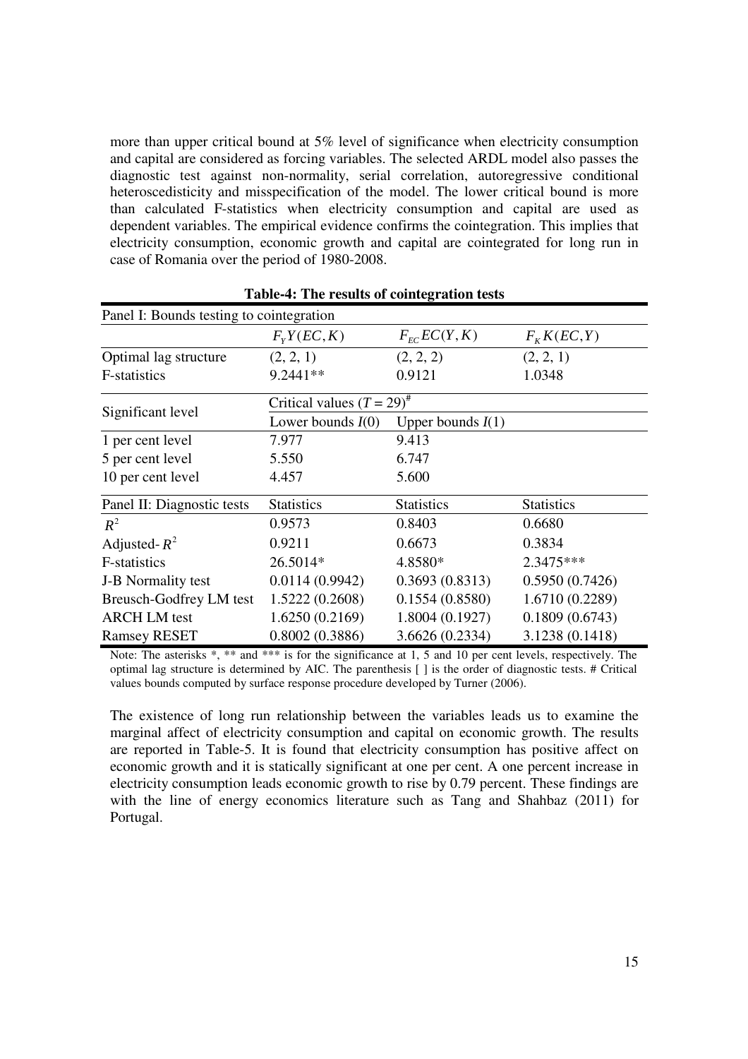more than upper critical bound at 5% level of significance when electricity consumption and capital are considered as forcing variables. The selected ARDL model also passes the diagnostic test against non-normality, serial correlation, autoregressive conditional heteroscedisticity and misspecification of the model. The lower critical bound is more than calculated F-statistics when electricity consumption and capital are used as dependent variables. The empirical evidence confirms the cointegration. This implies that electricity consumption, economic growth and capital are cointegrated for long run in case of Romania over the period of 1980-2008.

**Table-4: The results of cointegration tests**

| Panel I: Bounds testing to cointegration | | | |
|---|---|---|---|
| | $F_Y Y(EC, K)$ | $F_{EC} EC(Y, K)$ | $F_K K(EC, Y)$ |
| Optimal lag structure | (2, 2, 1) | (2, 2, 2) | (2, 2, 1) |
| F-statistics | 9.2441** | 0.9121 | 1.0348 |
| Significant level | Critical values ($T$ = 29)# | | |
| | Lower bounds $I(0)$ | Upper bounds $I(1)$ | |
| 1 per cent level | 7.977 | 9.413 | |
| 5 per cent level | 5.550 | 6.747 | |
| 10 per cent level | 4.457 | 5.600 | |
| Panel II: Diagnostic tests | Statistics | Statistics | Statistics |
| $R^2$ | 0.9573 | 0.8403 | 0.6680 |
| Adjusted- $R^2$ | 0.9211 | 0.6673 | 0.3834 |
| F-statistics | 26.5014* | 4.8580* | 2.3475*** |
| J-B Normality test | 0.0114 (0.9942) | 0.3693 (0.8313) | 0.5950 (0.7426) |
| Breusch-Godfrey LM test | 1.5222 (0.2608) | 0.1554 (0.8580) | 1.6710 (0.2289) |
| ARCH LM test | 1.6250 (0.2169) | 1.8004 (0.1927) | 0.1809 (0.6743) |
| Ramsey RESET | 0.8002 (0.3886) | 3.6626 (0.2334) | 3.1238 (0.1418) |

Note: The asterisks *, ** and *** is for the significance at 1, 5 and 10 per cent levels, respectively. The optimal lag structure is determined by AIC. The parenthesis [ ] is the order of diagnostic tests. # Critical values bounds computed by surface response procedure developed by Turner (2006).

The existence of long run relationship between the variables leads us to examine the marginal affect of electricity consumption and capital on economic growth. The results are reported in Table-5. It is found that electricity consumption has positive affect on economic growth and it is statically significant at one per cent. A one percent increase in electricity consumption leads economic growth to rise by 0.79 percent. These findings are with the line of energy economics literature such as Tang and Shahbaz (2011) for Portugal.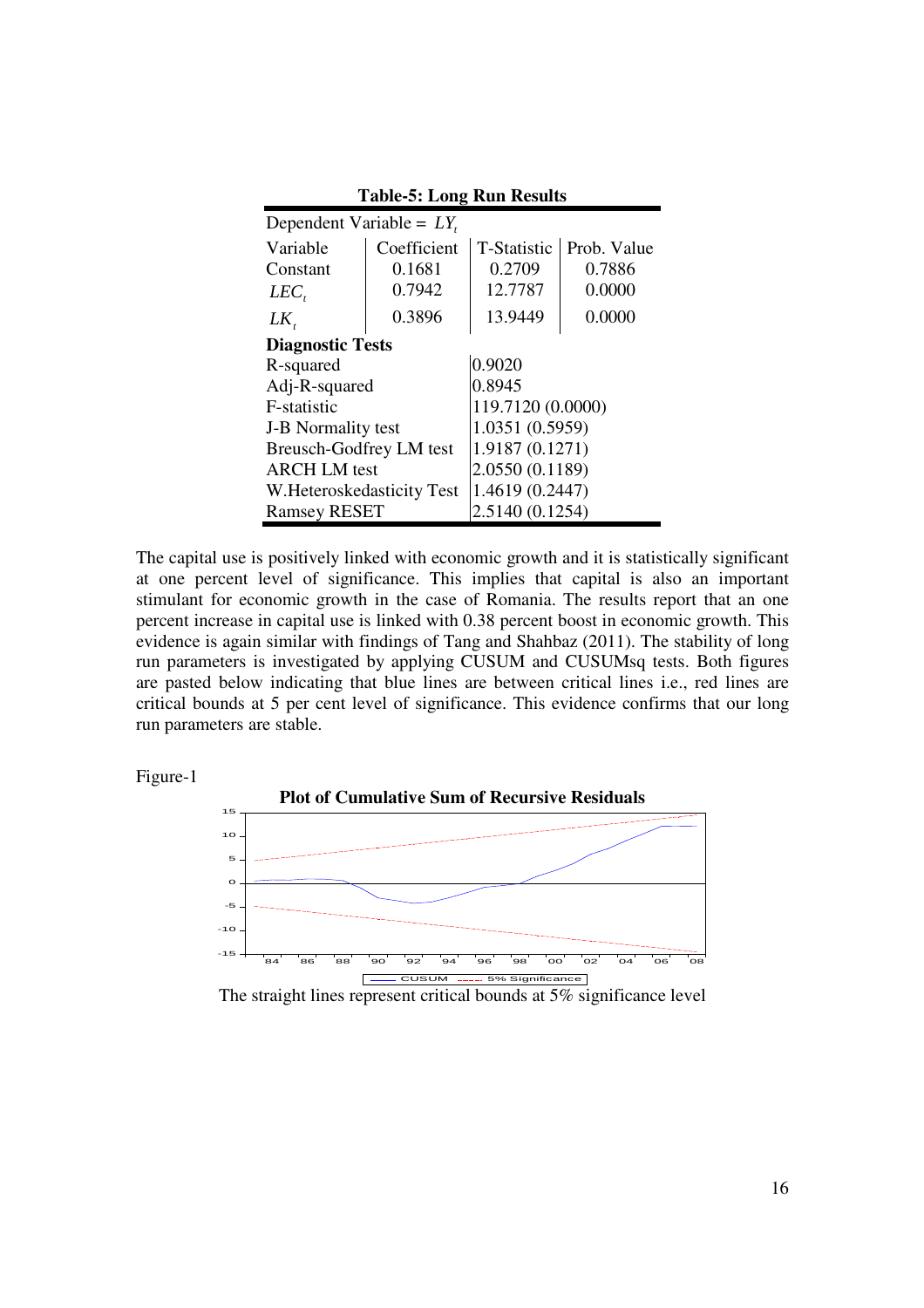**Table-5: Long Run Results**

| Dependent Variable = $LY_t$ | | | |
|---|---|---|---|
| Variable | Coefficient | T-Statistic | Prob. Value |
| Constant | 0.1681 | 0.2709 | 0.7886 |
| $LEC_t$ | 0.7942 | 12.7787 | 0.0000 |
| $LK_t$ | 0.3896 | 13.9449 | 0.0000 |
| **Diagnostic Tests** | | | |
| R-squared | | 0.9020 | |
| Adj-R-squared | | 0.8945 | |
| F-statistic | | 119.7120 (0.0000) | |
| J-B Normality test | | 1.0351 (0.5959) | |
| Breusch-Godfrey LM test | | 1.9187 (0.1271) | |
| ARCH LM test | | 2.0550 (0.1189) | |
| W.Heteroskedasticity Test | | 1.4619 (0.2447) | |
| Ramsey RESET | | 2.5140 (0.1254) | |

The capital use is positively linked with economic growth and it is statistically significant at one percent level of significance. This implies that capital is also an important stimulant for economic growth in the case of Romania. The results report that an one percent increase in capital use is linked with 0.38 percent boost in economic growth. This evidence is again similar with findings of Tang and Shahbaz (2011). The stability of long run parameters is investigated by applying CUSUM and CUSUMsq tests. Both figures are pasted below indicating that blue lines are between critical lines i.e., red lines are critical bounds at 5 per cent level of significance. This evidence confirms that our long run parameters are stable.

Figure-1

**Plot of Cumulative Sum of Recursive Residuals**

The straight lines represent critical bounds at 5% significance level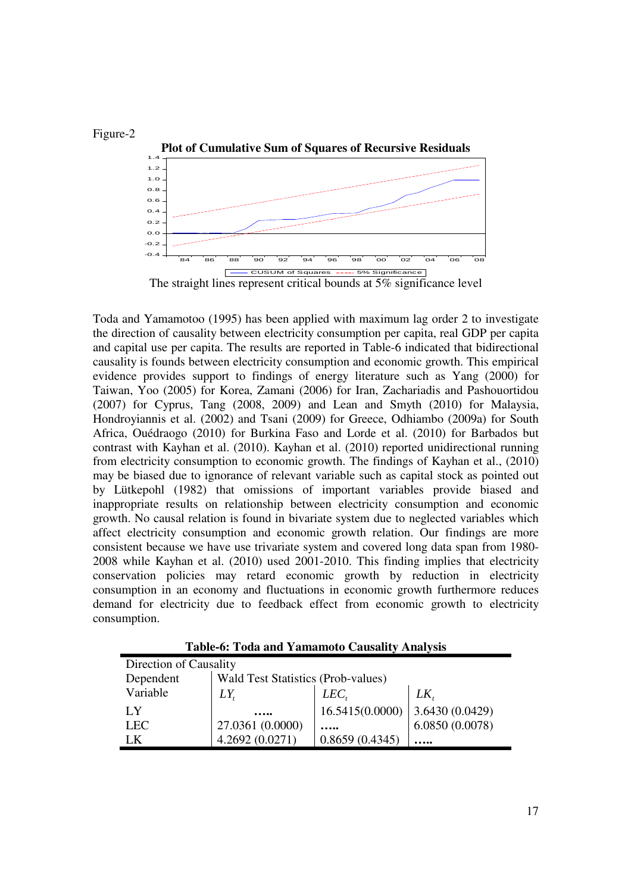Figure-2

**Plot of Cumulative Sum of Squares of Recursive Residuals**

The straight lines represent critical bounds at 5% significance level

Toda and Yamamotoo (1995) has been applied with maximum lag order 2 to investigate the direction of causality between electricity consumption per capita, real GDP per capita and capital use per capita. The results are reported in Table-6 indicated that bidirectional causality is founds between electricity consumption and economic growth. This empirical evidence provides support to findings of energy literature such as Yang (2000) for Taiwan, Yoo (2005) for Korea, Zamani (2006) for Iran, Zachariadis and Pashouortidou (2007) for Cyprus, Tang (2008, 2009) and Lean and Smyth (2010) for Malaysia, Hondroyiannis et al. (2002) and Tsani (2009) for Greece, Odhiambo (2009a) for South Africa, Ouédraogo (2010) for Burkina Faso and Lorde et al. (2010) for Barbados but contrast with Kayhan et al. (2010). Kayhan et al. (2010) reported unidirectional running from electricity consumption to economic growth. The findings of Kayhan et al., (2010) may be biased due to ignorance of relevant variable such as capital stock as pointed out by Lütkepohl (1982) that omissions of important variables provide biased and inappropriate results on relationship between electricity consumption and economic growth. No causal relation is found in bivariate system due to neglected variables which affect electricity consumption and economic growth relation. Our findings are more consistent because we have use trivariate system and covered long data span from 1980-2008 while Kayhan et al. (2010) used 2001-2010. This finding implies that electricity conservation policies may retard economic growth by reduction in electricity consumption in an economy and fluctuations in economic growth furthermore reduces demand for electricity due to feedback effect from economic growth to electricity consumption.

**Table-6: Toda and Yamamoto Causality Analysis**

| Direction of Causality | | | |
|---|---|---|---|
| Dependent Variable | Wald Test Statistics (Prob-values) | | |
| | $LY_t$ | $LEC_t$ | $LK_t$ |
| LY | ….. | 16.5415(0.0000) | 3.6430 (0.0429) |
| LEC | 27.0361 (0.0000) | ….. | 6.0850 (0.0078) |
| LK | 4.2692 (0.0271) | 0.8659 (0.4345) | ….. |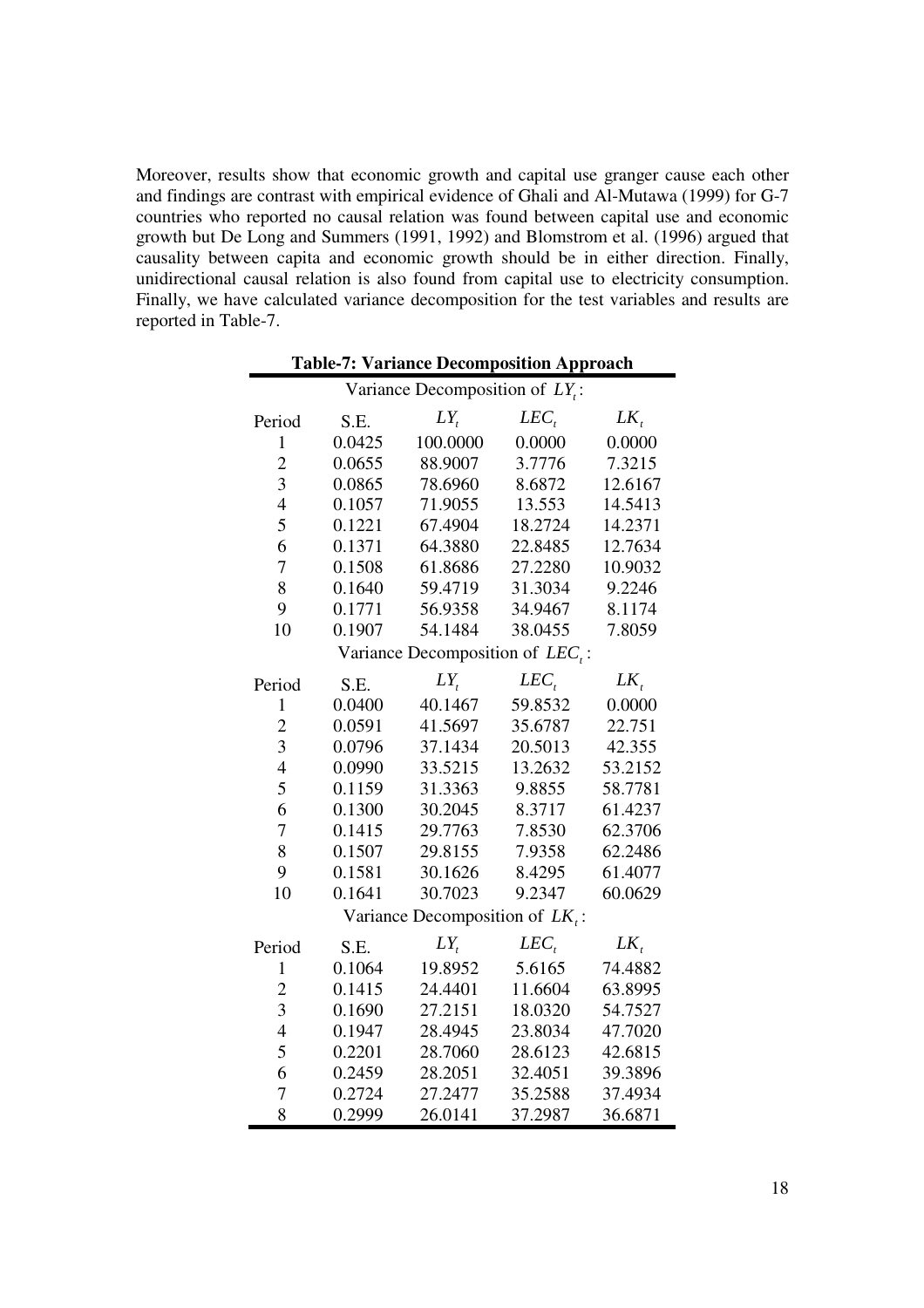Moreover, results show that economic growth and capital use granger cause each other and findings are contrast with empirical evidence of Ghali and Al-Mutawa (1999) for G-7 countries who reported no causal relation was found between capital use and economic growth but De Long and Summers (1991, 1992) and Blomstrom et al. (1996) argued that causality between capita and economic growth should be in either direction. Finally, unidirectional causal relation is also found from capital use to electricity consumption. Finally, we have calculated variance decomposition for the test variables and results are reported in Table-7.

**Table-7: Variance Decomposition Approach**

| Period | S.E. | $LY_t$ | $LEC_t$ | $LK_t$ |
|---|---|---|---|---|
| Variance Decomposition of $LY_t$: | | | | |
| 1 | 0.0425 | 100.0000 | 0.0000 | 0.0000 |
| 2 | 0.0655 | 88.9007 | 3.7776 | 7.3215 |
| 3 | 0.0865 | 78.6960 | 8.6872 | 12.6167 |
| 4 | 0.1057 | 71.9055 | 13.553 | 14.5413 |
| 5 | 0.1221 | 67.4904 | 18.2724 | 14.2371 |
| 6 | 0.1371 | 64.3880 | 22.8485 | 12.7634 |
| 7 | 0.1508 | 61.8686 | 27.2280 | 10.9032 |
| 8 | 0.1640 | 59.4719 | 31.3034 | 9.2246 |
| 9 | 0.1771 | 56.9358 | 34.9467 | 8.1174 |
| 10 | 0.1907 | 54.1484 | 38.0455 | 7.8059 |
| Variance Decomposition of $LEC_t$: | | | | |
| 1 | 0.0400 | 40.1467 | 59.8532 | 0.0000 |
| 2 | 0.0591 | 41.5697 | 35.6787 | 22.751 |
| 3 | 0.0796 | 37.1434 | 20.5013 | 42.355 |
| 4 | 0.0990 | 33.5215 | 13.2632 | 53.2152 |
| 5 | 0.1159 | 31.3363 | 9.8855 | 58.7781 |
| 6 | 0.1300 | 30.2045 | 8.3717 | 61.4237 |
| 7 | 0.1415 | 29.7763 | 7.8530 | 62.3706 |
| 8 | 0.1507 | 29.8155 | 7.9358 | 62.2486 |
| 9 | 0.1581 | 30.1626 | 8.4295 | 61.4077 |
| 10 | 0.1641 | 30.7023 | 9.2347 | 60.0629 |
| Variance Decomposition of $LK_t$: | | | | |
| 1 | 0.1064 | 19.8952 | 5.6165 | 74.4882 |
| 2 | 0.1415 | 24.4401 | 11.6604 | 63.8995 |
| 3 | 0.1690 | 27.2151 | 18.0320 | 54.7527 |
| 4 | 0.1947 | 28.4945 | 23.8034 | 47.7020 |
| 5 | 0.2201 | 28.7060 | 28.6123 | 42.6815 |
| 6 | 0.2459 | 28.2051 | 32.4051 | 39.3896 |
| 7 | 0.2724 | 27.2477 | 35.2588 | 37.4934 |
| 8 | 0.2999 | 26.0141 | 37.2987 | 36.6871 |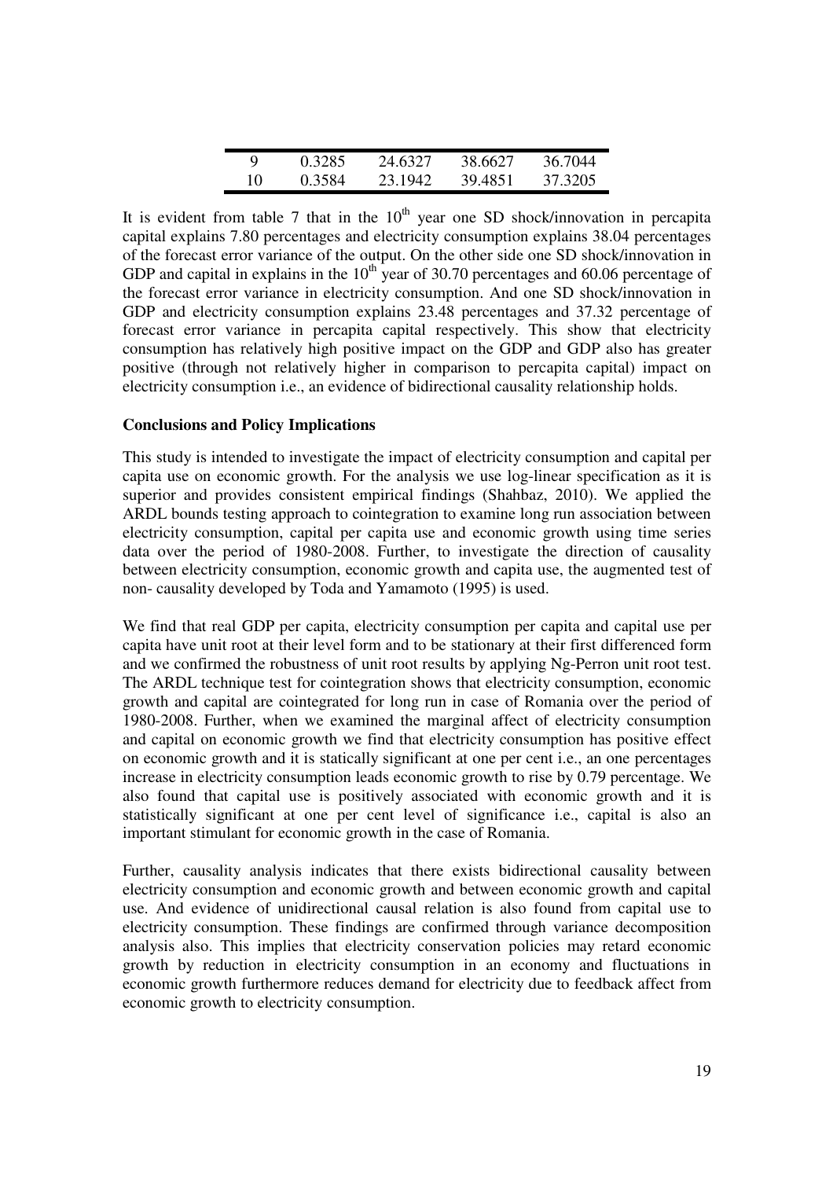| 9 | 0.3285 | 24.6327 | 38.6627 | 36.7044 |
|---|---|---|---|---|
| 10 | 0.3584 | 23.1942 | 39.4851 | 37.3205 |

It is evident from table 7 that in the $10^{th}$ year one SD shock/innovation in percapita capital explains 7.80 percentages and electricity consumption explains 38.04 percentages of the forecast error variance of the output. On the other side one SD shock/innovation in GDP and capital in explains in the $10^{th}$ year of 30.70 percentages and 60.06 percentage of the forecast error variance in electricity consumption. And one SD shock/innovation in GDP and electricity consumption explains 23.48 percentages and 37.32 percentage of forecast error variance in percapita capital respectively. This show that electricity consumption has relatively high positive impact on the GDP and GDP also has greater positive (through not relatively higher in comparison to percapita capital) impact on electricity consumption i.e., an evidence of bidirectional causality relationship holds.

**Conclusions and Policy Implications**

This study is intended to investigate the impact of electricity consumption and capital per capita use on economic growth. For the analysis we use log-linear specification as it is superior and provides consistent empirical findings (Shahbaz, 2010). We applied the ARDL bounds testing approach to cointegration to examine long run association between electricity consumption, capital per capita use and economic growth using time series data over the period of 1980-2008. Further, to investigate the direction of causality between electricity consumption, economic growth and capita use, the augmented test of non- causality developed by Toda and Yamamoto (1995) is used.

We find that real GDP per capita, electricity consumption per capita and capital use per capita have unit root at their level form and to be stationary at their first differenced form and we confirmed the robustness of unit root results by applying Ng-Perron unit root test. The ARDL technique test for cointegration shows that electricity consumption, economic growth and capital are cointegrated for long run in case of Romania over the period of 1980-2008. Further, when we examined the marginal affect of electricity consumption and capital on economic growth we find that electricity consumption has positive effect on economic growth and it is statically significant at one per cent i.e., an one percentages increase in electricity consumption leads economic growth to rise by 0.79 percentage. We also found that capital use is positively associated with economic growth and it is statistically significant at one per cent level of significance i.e., capital is also an important stimulant for economic growth in the case of Romania.

Further, causality analysis indicates that there exists bidirectional causality between electricity consumption and economic growth and between economic growth and capital use. And evidence of unidirectional causal relation is also found from capital use to electricity consumption. These findings are confirmed through variance decomposition analysis also. This implies that electricity conservation policies may retard economic growth by reduction in electricity consumption in an economy and fluctuations in economic growth furthermore reduces demand for electricity due to feedback affect from economic growth to electricity consumption.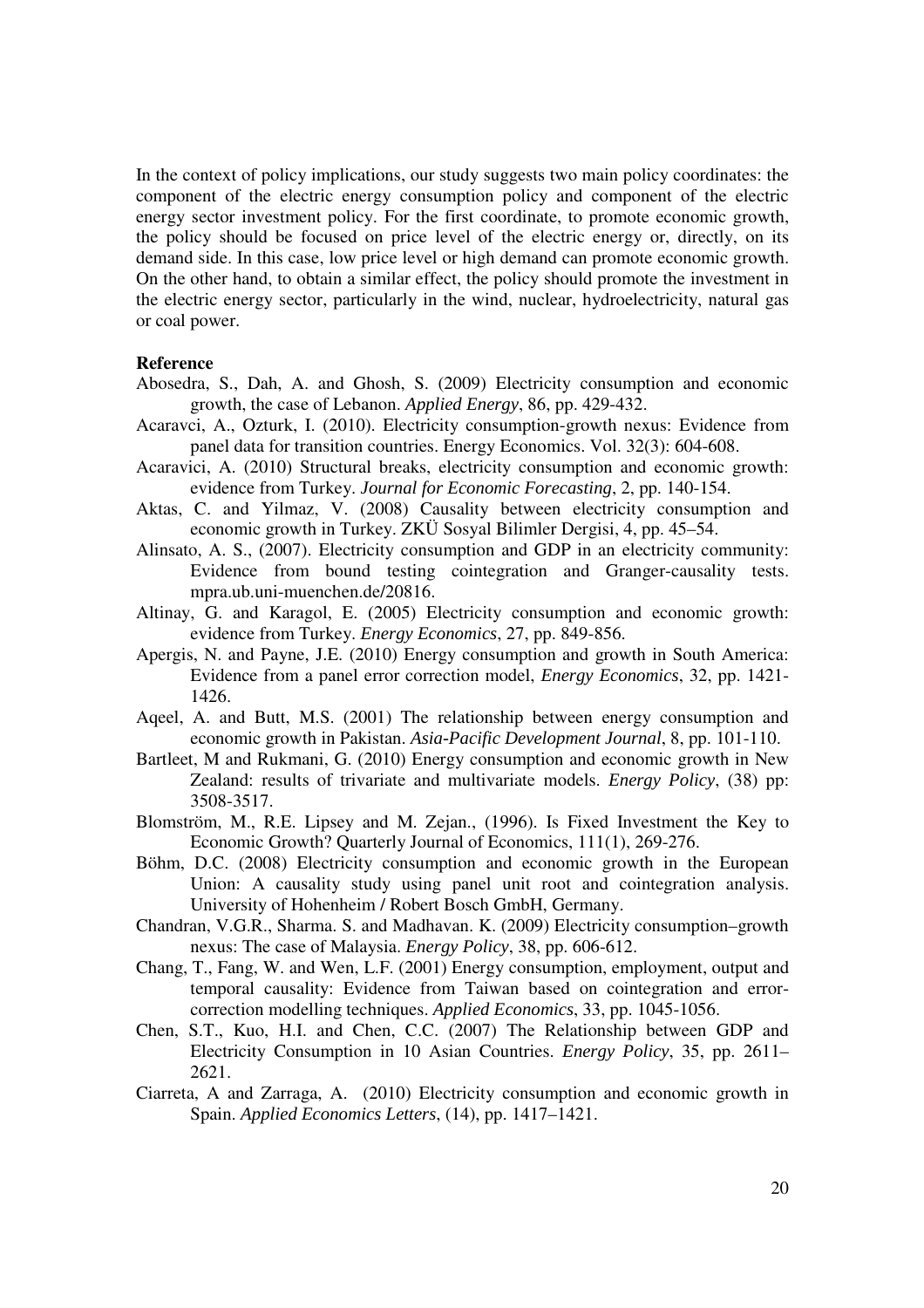In the context of policy implications, our study suggests two main policy coordinates: the component of the electric energy consumption policy and component of the electric energy sector investment policy. For the first coordinate, to promote economic growth, the policy should be focused on price level of the electric energy or, directly, on its demand side. In this case, low price level or high demand can promote economic growth. On the other hand, to obtain a similar effect, the policy should promote the investment in the electric energy sector, particularly in the wind, nuclear, hydroelectricity, natural gas or coal power.

**Reference**

Abosedra, S., Dah, A. and Ghosh, S. (2009) Electricity consumption and economic growth, the case of Lebanon. *Applied Energy*, 86, pp. 429-432.

Acaravci, A., Ozturk, I. (2010). Electricity consumption-growth nexus: Evidence from panel data for transition countries. Energy Economics. Vol. 32(3): 604-608.

Acaravici, A. (2010) Structural breaks, electricity consumption and economic growth: evidence from Turkey. *Journal for Economic Forecasting*, 2, pp. 140-154.

Aktas, C. and Yilmaz, V. (2008) Causality between electricity consumption and economic growth in Turkey. ZKÜ Sosyal Bilimler Dergisi, 4, pp. 45–54.

Alinsato, A. S., (2007). Electricity consumption and GDP in an electricity community: Evidence from bound testing cointegration and Granger-causality tests. mpra.ub.uni-muenchen.de/20816.

Altinay, G. and Karagol, E. (2005) Electricity consumption and economic growth: evidence from Turkey. *Energy Economics*, 27, pp. 849-856.

Apergis, N. and Payne, J.E. (2010) Energy consumption and growth in South America: Evidence from a panel error correction model, *Energy Economics*, 32, pp. 1421-1426.

Aqeel, A. and Butt, M.S. (2001) The relationship between energy consumption and economic growth in Pakistan. *Asia-Pacific Development Journal*, 8, pp. 101-110.

Bartleet, M and Rukmani, G. (2010) Energy consumption and economic growth in New Zealand: results of trivariate and multivariate models. *Energy Policy*, (38) pp: 3508-3517.

Blomström, M., R.E. Lipsey and M. Zejan., (1996). Is Fixed Investment the Key to Economic Growth? Quarterly Journal of Economics, 111(1), 269-276.

Böhm, D.C. (2008) Electricity consumption and economic growth in the European Union: A causality study using panel unit root and cointegration analysis. University of Hohenheim / Robert Bosch GmbH, Germany.

Chandran, V.G.R., Sharma. S. and Madhavan. K. (2009) Electricity consumption–growth nexus: The case of Malaysia. *Energy Policy*, 38, pp. 606-612.

Chang, T., Fang, W. and Wen, L.F. (2001) Energy consumption, employment, output and temporal causality: Evidence from Taiwan based on cointegration and error-correction modelling techniques. *Applied Economics*, 33, pp. 1045-1056.

Chen, S.T., Kuo, H.I. and Chen, C.C. (2007) The Relationship between GDP and Electricity Consumption in 10 Asian Countries. *Energy Policy*, 35, pp. 2611–2621.

Ciarreta, A and Zarraga, A. (2010) Electricity consumption and economic growth in Spain. *Applied Economics Letters*, (14), pp. 1417–1421.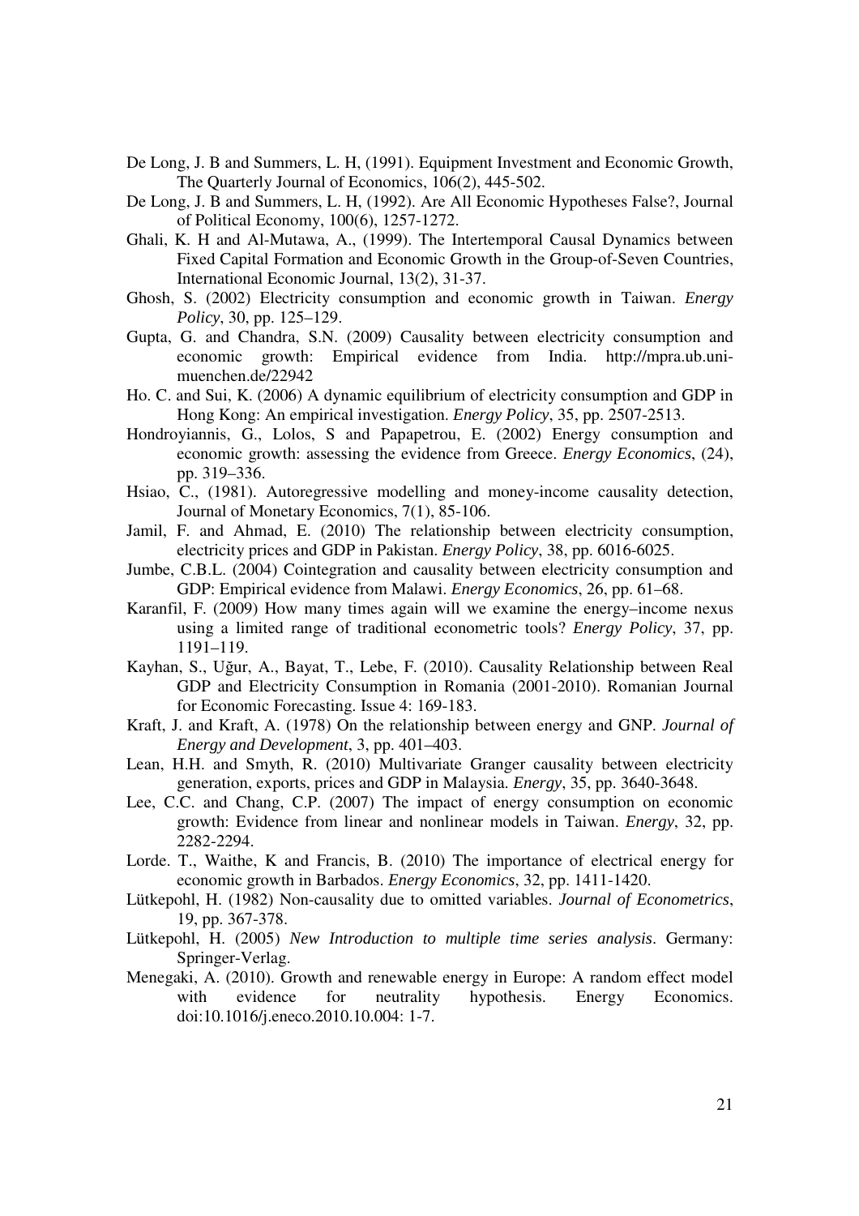De Long, J. B and Summers, L. H, (1991). Equipment Investment and Economic Growth, The Quarterly Journal of Economics, 106(2), 445-502.

De Long, J. B and Summers, L. H, (1992). Are All Economic Hypotheses False?, Journal of Political Economy, 100(6), 1257-1272.

Ghali, K. H and Al-Mutawa, A., (1999). The Intertemporal Causal Dynamics between Fixed Capital Formation and Economic Growth in the Group-of-Seven Countries, International Economic Journal, 13(2), 31-37.

Ghosh, S. (2002) Electricity consumption and economic growth in Taiwan. *Energy Policy*, 30, pp. 125–129.

Gupta, G. and Chandra, S.N. (2009) Causality between electricity consumption and economic growth: Empirical evidence from India. http://mpra.ub.uni-muenchen.de/22942

Ho. C. and Sui, K. (2006) A dynamic equilibrium of electricity consumption and GDP in Hong Kong: An empirical investigation. *Energy Policy*, 35, pp. 2507-2513.

Hondroyiannis, G., Lolos, S and Papapetrou, E. (2002) Energy consumption and economic growth: assessing the evidence from Greece. *Energy Economics*, (24), pp. 319–336.

Hsiao, C., (1981). Autoregressive modelling and money-income causality detection, Journal of Monetary Economics, 7(1), 85-106.

Jamil, F. and Ahmad, E. (2010) The relationship between electricity consumption, electricity prices and GDP in Pakistan. *Energy Policy*, 38, pp. 6016-6025.

Jumbe, C.B.L. (2004) Cointegration and causality between electricity consumption and GDP: Empirical evidence from Malawi. *Energy Economics*, 26, pp. 61–68.

Karanfil, F. (2009) How many times again will we examine the energy–income nexus using a limited range of traditional econometric tools? *Energy Policy*, 37, pp. 1191–119.

Kayhan, S., Uğur, A., Bayat, T., Lebe, F. (2010). Causality Relationship between Real GDP and Electricity Consumption in Romania (2001-2010). Romanian Journal for Economic Forecasting. Issue 4: 169-183.

Kraft, J. and Kraft, A. (1978) On the relationship between energy and GNP. *Journal of Energy and Development*, 3, pp. 401–403.

Lean, H.H. and Smyth, R. (2010) Multivariate Granger causality between electricity generation, exports, prices and GDP in Malaysia. *Energy*, 35, pp. 3640-3648.

Lee, C.C. and Chang, C.P. (2007) The impact of energy consumption on economic growth: Evidence from linear and nonlinear models in Taiwan. *Energy*, 32, pp. 2282-2294.

Lorde. T., Waithe, K and Francis, B. (2010) The importance of electrical energy for economic growth in Barbados. *Energy Economics*, 32, pp. 1411-1420.

Lütkepohl, H. (1982) Non-causality due to omitted variables. *Journal of Econometrics*, 19, pp. 367-378.

Lütkepohl, H. (2005) *New Introduction to multiple time series analysis*. Germany: Springer-Verlag.

Menegaki, A. (2010). Growth and renewable energy in Europe: A random effect model with evidence for neutrality hypothesis. Energy Economics. doi:10.1016/j.eneco.2010.10.004: 1-7.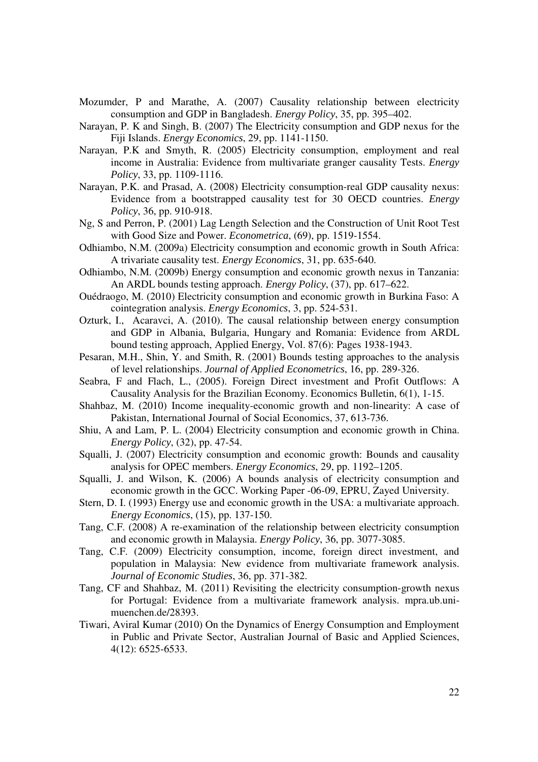Mozumder, P and Marathe, A. (2007) Causality relationship between electricity consumption and GDP in Bangladesh. *Energy Policy*, 35, pp. 395–402.

Narayan, P. K and Singh, B. (2007) The Electricity consumption and GDP nexus for the Fiji Islands. *Energy Economics*, 29, pp. 1141-1150.

Narayan, P.K and Smyth, R. (2005) Electricity consumption, employment and real income in Australia: Evidence from multivariate granger causality Tests. *Energy Policy*, 33, pp. 1109-1116.

Narayan, P.K. and Prasad, A. (2008) Electricity consumption-real GDP causality nexus: Evidence from a bootstrapped causality test for 30 OECD countries. *Energy Policy*, 36, pp. 910-918.

Ng, S and Perron, P. (2001) Lag Length Selection and the Construction of Unit Root Test with Good Size and Power. *Econometrica*, (69), pp. 1519-1554.

Odhiambo, N.M. (2009a) Electricity consumption and economic growth in South Africa: A trivariate causality test. *Energy Economics*, 31, pp. 635-640.

Odhiambo, N.M. (2009b) Energy consumption and economic growth nexus in Tanzania: An ARDL bounds testing approach. *Energy Policy*, (37), pp. 617–622.

Ouédraogo, M. (2010) Electricity consumption and economic growth in Burkina Faso: A cointegration analysis. *Energy Economics*, 3, pp. 524-531.

Ozturk, I., Acaravci, A. (2010). The causal relationship between energy consumption and GDP in Albania, Bulgaria, Hungary and Romania: Evidence from ARDL bound testing approach, Applied Energy, Vol. 87(6): Pages 1938-1943.

Pesaran, M.H., Shin, Y. and Smith, R. (2001) Bounds testing approaches to the analysis of level relationships. *Journal of Applied Econometrics*, 16, pp. 289-326.

Seabra, F and Flach, L., (2005). Foreign Direct investment and Profit Outflows: A Causality Analysis for the Brazilian Economy. Economics Bulletin, 6(1), 1-15.

Shahbaz, M. (2010) Income inequality-economic growth and non-linearity: A case of Pakistan, International Journal of Social Economics, 37, 613-736.

Shiu, A and Lam, P. L. (2004) Electricity consumption and economic growth in China. *Energy Policy*, (32), pp. 47-54.

Squalli, J. (2007) Electricity consumption and economic growth: Bounds and causality analysis for OPEC members. *Energy Economics*, 29, pp. 1192–1205.

Squalli, J. and Wilson, K. (2006) A bounds analysis of electricity consumption and economic growth in the GCC. Working Paper -06-09, EPRU, Zayed University.

Stern, D. I. (1993) Energy use and economic growth in the USA: a multivariate approach. *Energy Economics*, (15), pp. 137-150.

Tang, C.F. (2008) A re-examination of the relationship between electricity consumption and economic growth in Malaysia. *Energy Policy*, 36, pp. 3077-3085.

Tang, C.F. (2009) Electricity consumption, income, foreign direct investment, and population in Malaysia: New evidence from multivariate framework analysis. *Journal of Economic Studies*, 36, pp. 371-382.

Tang, CF and Shahbaz, M. (2011) Revisiting the electricity consumption-growth nexus for Portugal: Evidence from a multivariate framework analysis. mpra.ub.uni-muenchen.de/28393.

Tiwari, Aviral Kumar (2010) On the Dynamics of Energy Consumption and Employment in Public and Private Sector, Australian Journal of Basic and Applied Sciences, 4(12): 6525-6533.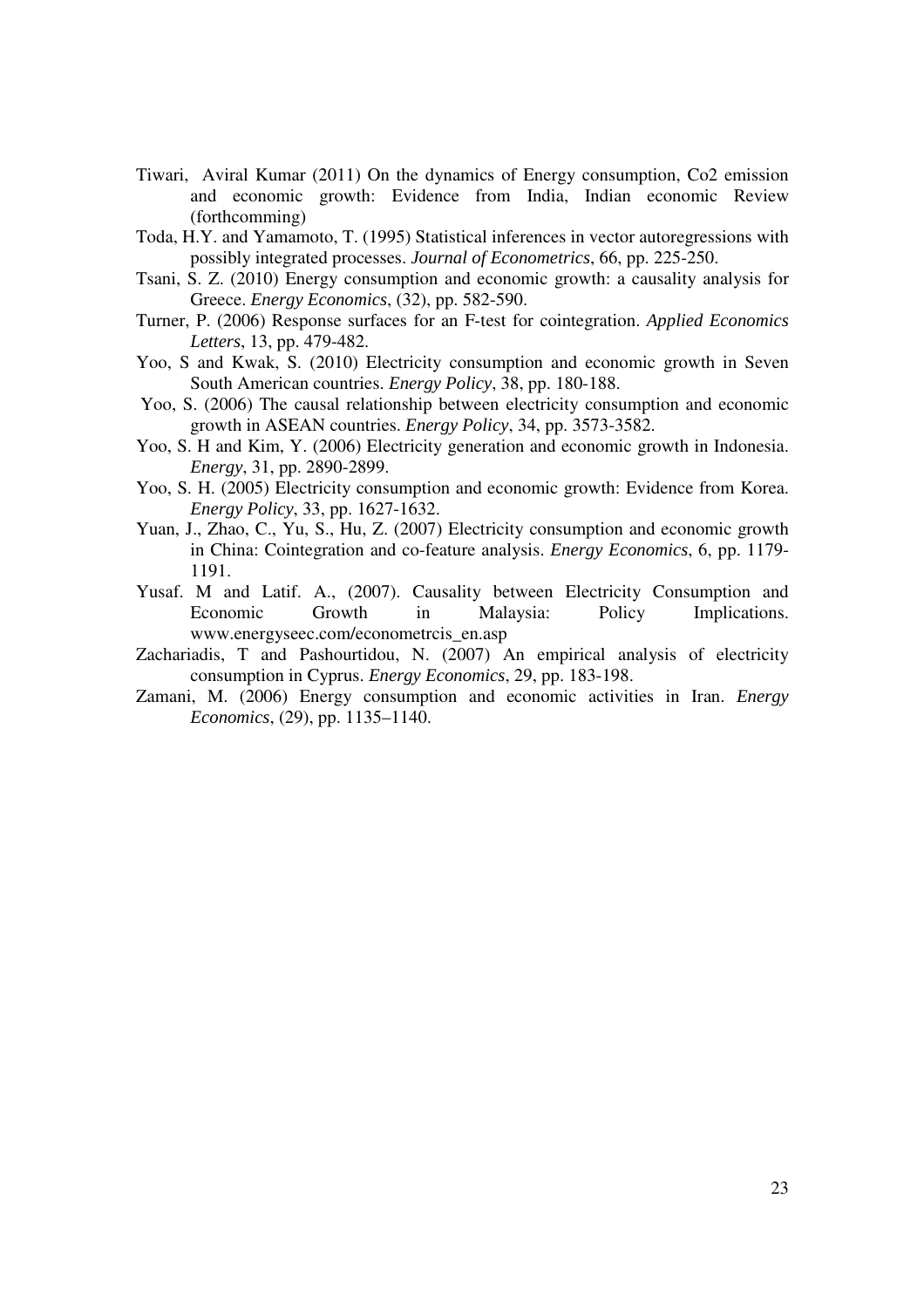Tiwari, Aviral Kumar (2011) On the dynamics of Energy consumption, Co2 emission and economic growth: Evidence from India, Indian economic Review (forthcomming)

Toda, H.Y. and Yamamoto, T. (1995) Statistical inferences in vector autoregressions with possibly integrated processes. *Journal of Econometrics*, 66, pp. 225-250.

Tsani, S. Z. (2010) Energy consumption and economic growth: a causality analysis for Greece. *Energy Economics*, (32), pp. 582-590.

Turner, P. (2006) Response surfaces for an F-test for cointegration. *Applied Economics Letters*, 13, pp. 479-482.

Yoo, S and Kwak, S. (2010) Electricity consumption and economic growth in Seven South American countries. *Energy Policy*, 38, pp. 180-188.

Yoo, S. (2006) The causal relationship between electricity consumption and economic growth in ASEAN countries. *Energy Policy*, 34, pp. 3573-3582.

Yoo, S. H and Kim, Y. (2006) Electricity generation and economic growth in Indonesia. *Energy*, 31, pp. 2890-2899.

Yoo, S. H. (2005) Electricity consumption and economic growth: Evidence from Korea. *Energy Policy*, 33, pp. 1627-1632.

Yuan, J., Zhao, C., Yu, S., Hu, Z. (2007) Electricity consumption and economic growth in China: Cointegration and co-feature analysis. *Energy Economics*, 6, pp. 1179-1191.

Yusaf. M and Latif. A., (2007). Causality between Electricity Consumption and Economic Growth in Malaysia: Policy Implications. www.energyseec.com/econometrcis_en.asp

Zachariadis, T and Pashourtidou, N. (2007) An empirical analysis of electricity consumption in Cyprus. *Energy Economics*, 29, pp. 183-198.

Zamani, M. (2006) Energy consumption and economic activities in Iran. *Energy Economics*, (29), pp. 1135–1140.